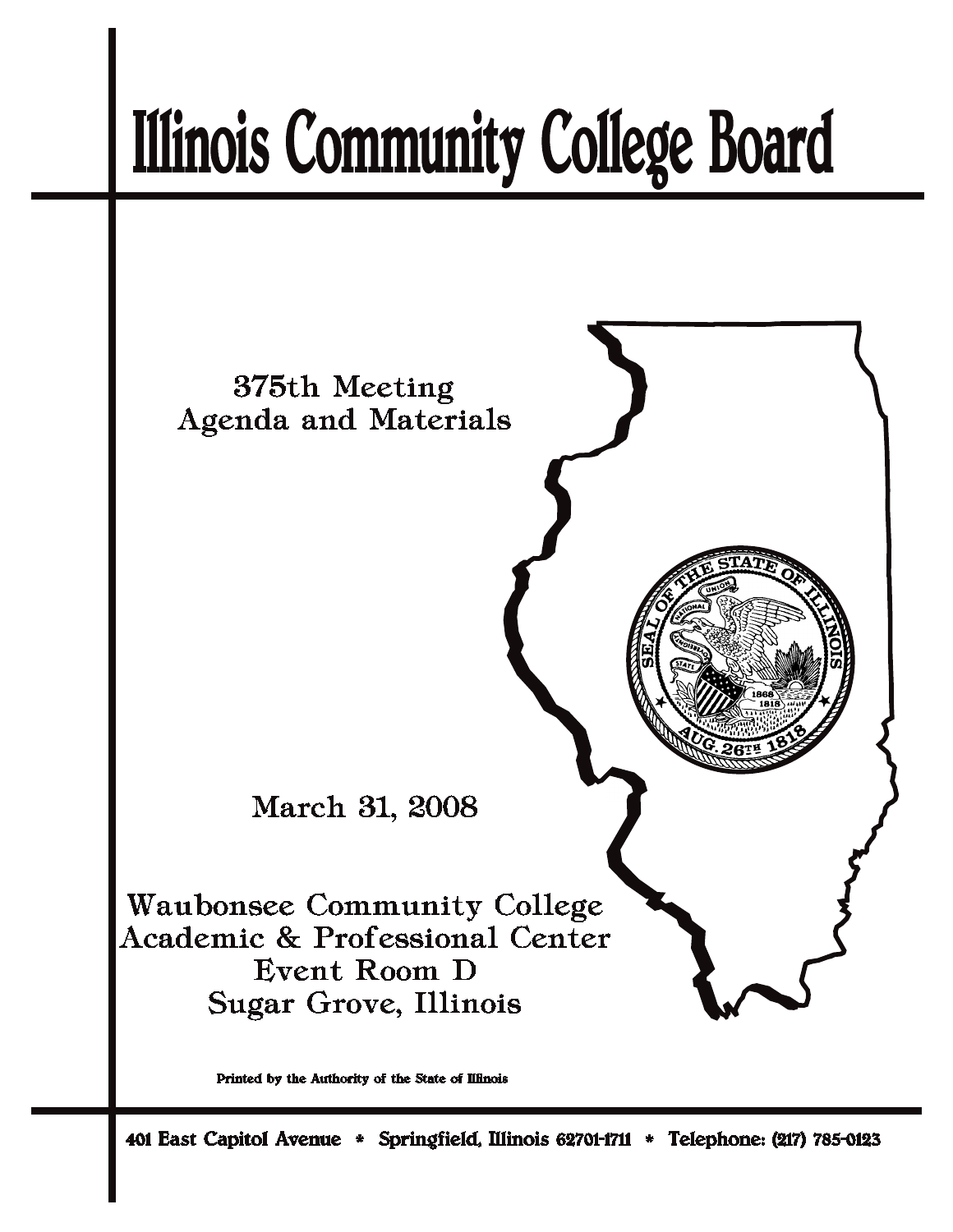# Illinois Community College Board

375th Meeting
Agenda and Materials

March 31, 2008

Waubonsee Community College
Academic & Professional Center
Event Room D
Sugar Grove, Illinois

Printed by the Authority of the State of Illinois

401 East Capitol Avenue * Springfield, Illinois 62701-1711 * Telephone: (217) 785-0123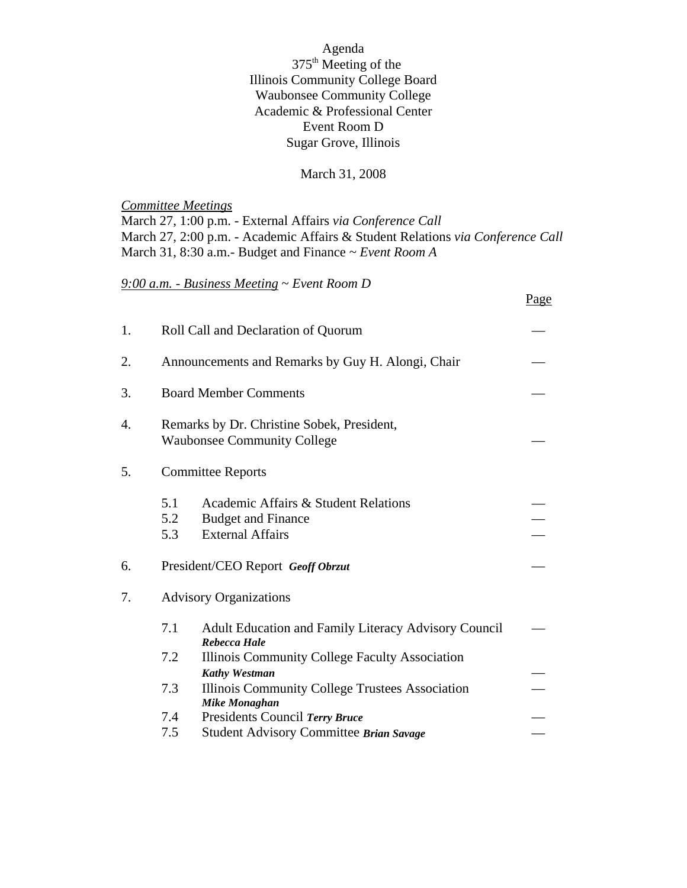Agenda
375th Meeting of the
Illinois Community College Board
Waubonsee Community College
Academic & Professional Center
Event Room D
Sugar Grove, Illinois

March 31, 2008

*Committee Meetings*
March 27, 1:00 p.m. - External Affairs *via Conference Call*
March 27, 2:00 p.m. - Academic Affairs & Student Relations *via Conference Call*
March 31, 8:30 a.m.- Budget and Finance ~ *Event Room A*

*9:00 a.m. - Business Meeting ~ Event Room D*

| | | Page |
|---|---|---|
| 1. | Roll Call and Declaration of Quorum | — |
| 2. | Announcements and Remarks by Guy H. Alongi, Chair | — |
| 3. | Board Member Comments | — |
| 4. | Remarks by Dr. Christine Sobek, President, Waubonsee Community College | — |
| 5. | Committee Reports | |
| | 5.1 Academic Affairs & Student Relations | — |
| | 5.2 Budget and Finance | — |
| | 5.3 External Affairs | — |
| 6. | President/CEO Report ***Geoff Obrzut*** | — |
| 7. | Advisory Organizations | |
| | 7.1 Adult Education and Family Literacy Advisory Council ***Rebecca Hale*** | — |
| | 7.2 Illinois Community College Faculty Association ***Kathy Westman*** | — |
| | 7.3 Illinois Community College Trustees Association ***Mike Monaghan*** | — |
| | 7.4 Presidents Council ***Terry Bruce*** | — |
| | 7.5 Student Advisory Committee ***Brian Savage*** | — |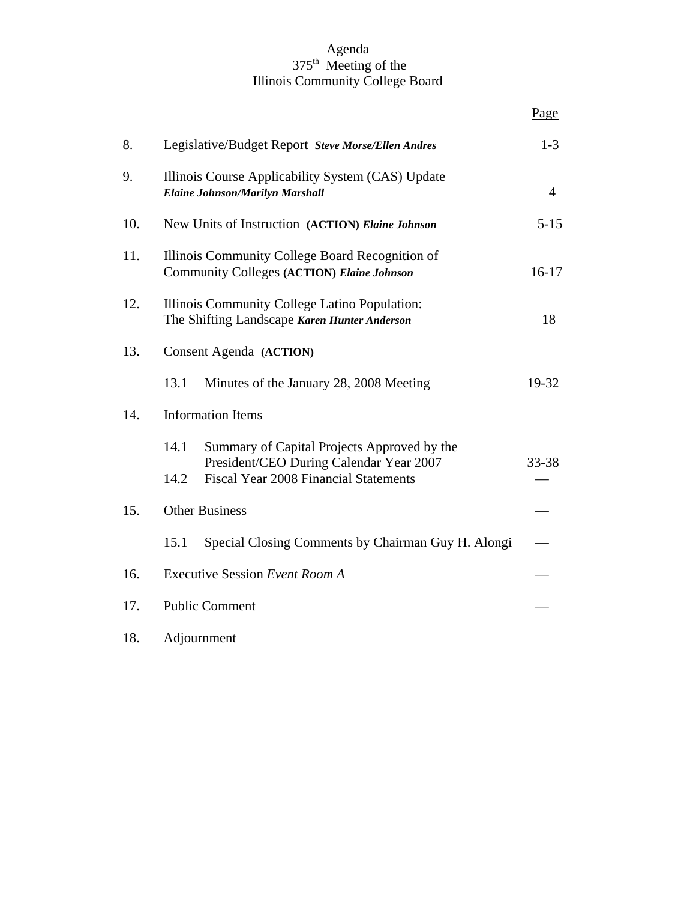# Agenda
## 375th Meeting of the
## Illinois Community College Board

| | | Page |
|---|---|---|
| 8. | Legislative/Budget Report ***Steve Morse/Ellen Andres*** | 1-3 |
| 9. | Illinois Course Applicability System (CAS) Update ***Elaine Johnson/Marilyn Marshall*** | 4 |
| 10. | New Units of Instruction **(ACTION)** ***Elaine Johnson*** | 5-15 |
| 11. | Illinois Community College Board Recognition of Community Colleges **(ACTION)** ***Elaine Johnson*** | 16-17 |
| 12. | Illinois Community College Latino Population: The Shifting Landscape ***Karen Hunter Anderson*** | 18 |
| 13. | Consent Agenda **(ACTION)** | |
| | 13.1 Minutes of the January 28, 2008 Meeting | 19-32 |
| 14. | Information Items | |
| | 14.1 Summary of Capital Projects Approved by the President/CEO During Calendar Year 2007 | 33-38 |
| | 14.2 Fiscal Year 2008 Financial Statements | — |
| 15. | Other Business | — |
| | 15.1 Special Closing Comments by Chairman Guy H. Alongi | — |
| 16. | Executive Session *Event Room A* | — |
| 17. | Public Comment | — |
| 18. | Adjournment | |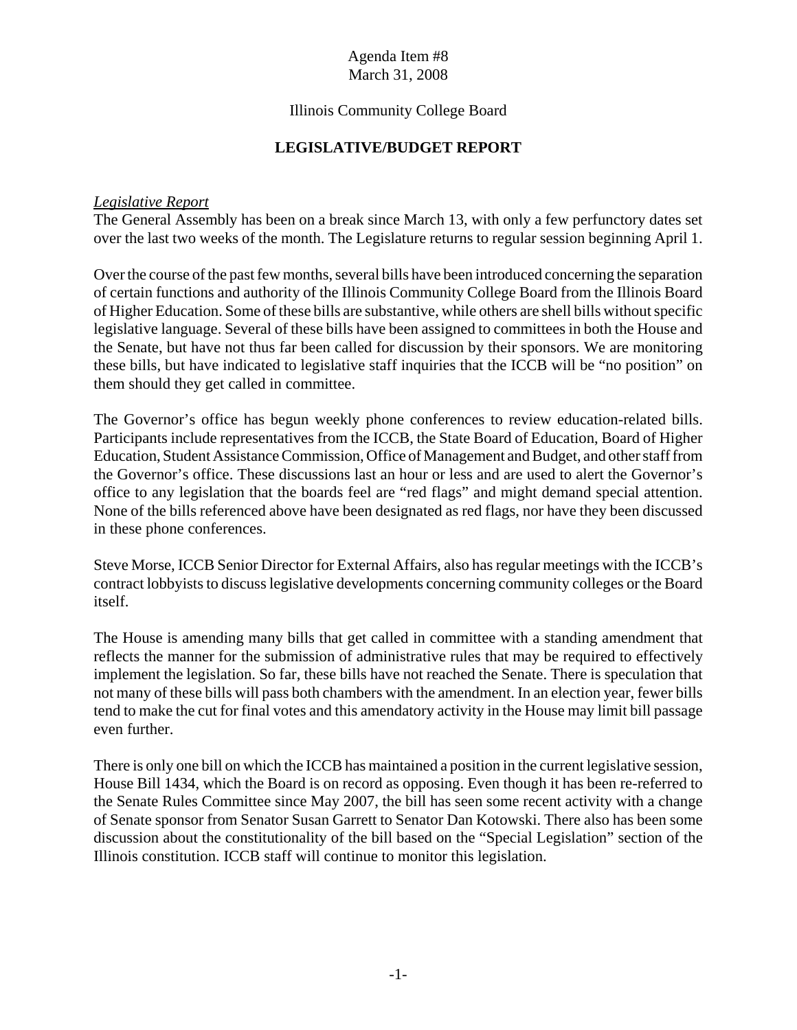Agenda Item #8
March 31, 2008

Illinois Community College Board

**LEGISLATIVE/BUDGET REPORT**

*Legislative Report*

The General Assembly has been on a break since March 13, with only a few perfunctory dates set over the last two weeks of the month. The Legislature returns to regular session beginning April 1.

Over the course of the past few months, several bills have been introduced concerning the separation of certain functions and authority of the Illinois Community College Board from the Illinois Board of Higher Education. Some of these bills are substantive, while others are shell bills without specific legislative language. Several of these bills have been assigned to committees in both the House and the Senate, but have not thus far been called for discussion by their sponsors. We are monitoring these bills, but have indicated to legislative staff inquiries that the ICCB will be "no position" on them should they get called in committee.

The Governor's office has begun weekly phone conferences to review education-related bills. Participants include representatives from the ICCB, the State Board of Education, Board of Higher Education, Student Assistance Commission, Office of Management and Budget, and other staff from the Governor's office. These discussions last an hour or less and are used to alert the Governor's office to any legislation that the boards feel are "red flags" and might demand special attention. None of the bills referenced above have been designated as red flags, nor have they been discussed in these phone conferences.

Steve Morse, ICCB Senior Director for External Affairs, also has regular meetings with the ICCB's contract lobbyists to discuss legislative developments concerning community colleges or the Board itself.

The House is amending many bills that get called in committee with a standing amendment that reflects the manner for the submission of administrative rules that may be required to effectively implement the legislation. So far, these bills have not reached the Senate. There is speculation that not many of these bills will pass both chambers with the amendment. In an election year, fewer bills tend to make the cut for final votes and this amendatory activity in the House may limit bill passage even further.

There is only one bill on which the ICCB has maintained a position in the current legislative session, House Bill 1434, which the Board is on record as opposing. Even though it has been re-referred to the Senate Rules Committee since May 2007, the bill has seen some recent activity with a change of Senate sponsor from Senator Susan Garrett to Senator Dan Kotowski. There also has been some discussion about the constitutionality of the bill based on the "Special Legislation" section of the Illinois constitution. ICCB staff will continue to monitor this legislation.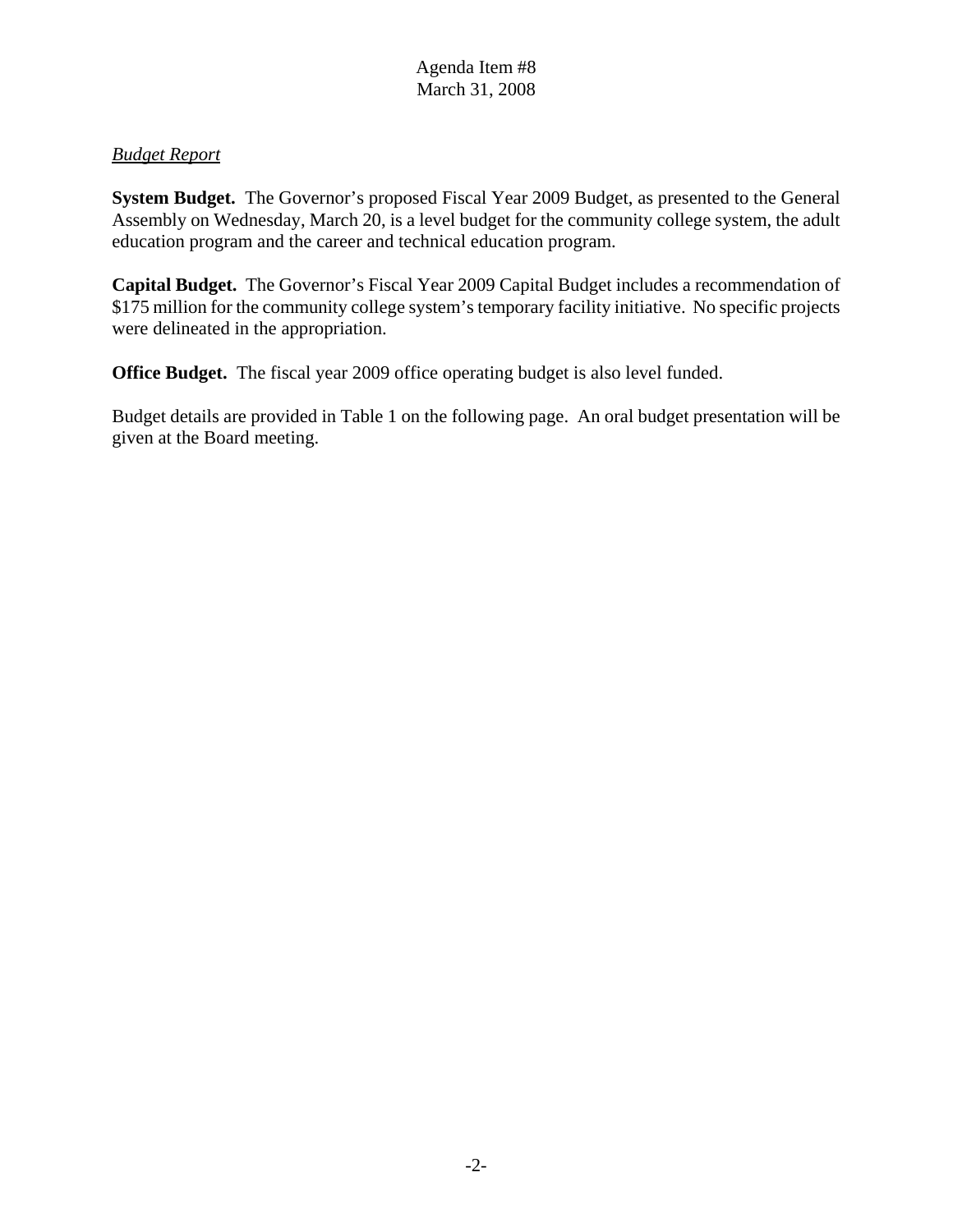Agenda Item #8
March 31, 2008

*Budget Report*

**System Budget.** The Governor's proposed Fiscal Year 2009 Budget, as presented to the General Assembly on Wednesday, March 20, is a level budget for the community college system, the adult education program and the career and technical education program.

**Capital Budget.** The Governor's Fiscal Year 2009 Capital Budget includes a recommendation of $175 million for the community college system's temporary facility initiative. No specific projects were delineated in the appropriation.

**Office Budget.** The fiscal year 2009 office operating budget is also level funded.

Budget details are provided in Table 1 on the following page. An oral budget presentation will be given at the Board meeting.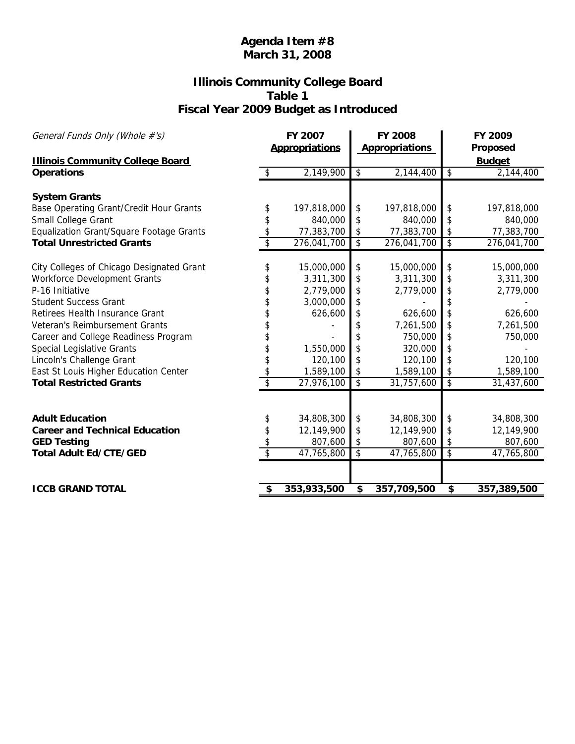**Agenda Item #8**
**March 31, 2008**

## Illinois Community College Board
## Table 1
## Fiscal Year 2009 Budget as Introduced

| *General Funds Only (Whole #'s)* | FY 2007 Appropriations | FY 2008 Appropriations | FY 2009 Proposed Budget |
|---|---|---|---|
| **Illinois Community College Board** | | | |
| **Operations** | $ 2,149,900 | $ 2,144,400 | $ 2,144,400 |
| | | | |
| **System Grants** | | | |
| Base Operating Grant/Credit Hour Grants | $ 197,818,000 | $ 197,818,000 | $ 197,818,000 |
| Small College Grant | $ 840,000 | $ 840,000 | $ 840,000 |
| Equalization Grant/Square Footage Grants | $ 77,383,700 | $ 77,383,700 | $ 77,383,700 |
| **Total Unrestricted Grants** | $ 276,041,700 | $ 276,041,700 | $ 276,041,700 |
| | | | |
| City Colleges of Chicago Designated Grant | $ 15,000,000 | $ 15,000,000 | $ 15,000,000 |
| Workforce Development Grants | $ 3,311,300 | $ 3,311,300 | $ 3,311,300 |
| P-16 Initiative | $ 2,779,000 | $ 2,779,000 | $ 2,779,000 |
| Student Success Grant | $ 3,000,000 | $ - | $ - |
| Retirees Health Insurance Grant | $ 626,600 | $ 626,600 | $ 626,600 |
| Veteran's Reimbursement Grants | $ - | $ 7,261,500 | $ 7,261,500 |
| Career and College Readiness Program | $ - | $ 750,000 | $ 750,000 |
| Special Legislative Grants | $ 1,550,000 | $ 320,000 | $ - |
| Lincoln's Challenge Grant | $ 120,100 | $ 120,100 | $ 120,100 |
| East St Louis Higher Education Center | $ 1,589,100 | $ 1,589,100 | $ 1,589,100 |
| **Total Restricted Grants** | $ 27,976,100 | $ 31,757,600 | $ 31,437,600 |
| | | | |
| **Adult Education** | $ 34,808,300 | $ 34,808,300 | $ 34,808,300 |
| **Career and Technical Education** | $ 12,149,900 | $ 12,149,900 | $ 12,149,900 |
| **GED Testing** | $ 807,600 | $ 807,600 | $ 807,600 |
| **Total Adult Ed/CTE/GED** | $ 47,765,800 | $ 47,765,800 | $ 47,765,800 |
| | | | |
| **ICCB GRAND TOTAL** | **$ 353,933,500** | **$ 357,709,500** | **$ 357,389,500** |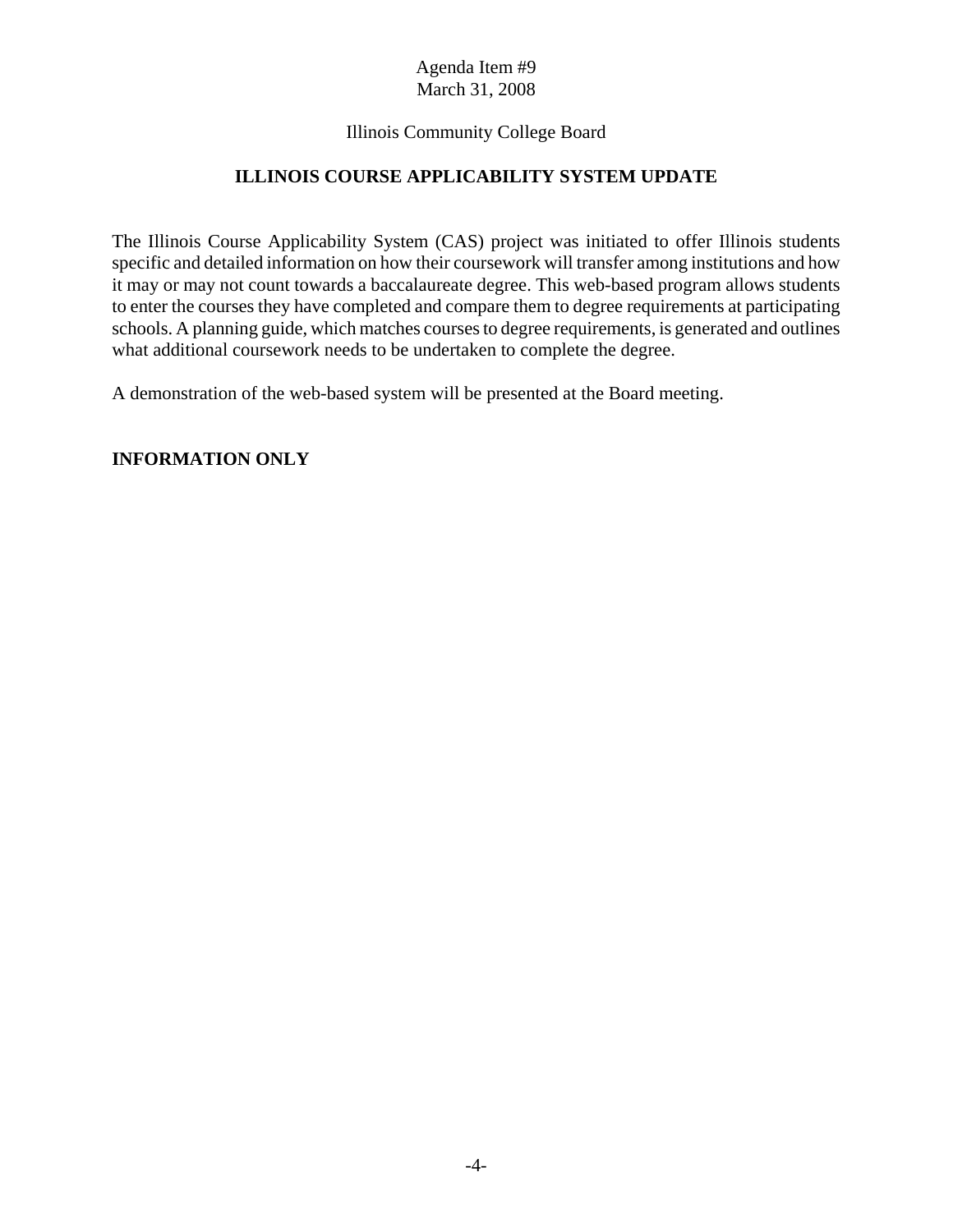Agenda Item #9
March 31, 2008

Illinois Community College Board

## ILLINOIS COURSE APPLICABILITY SYSTEM UPDATE

The Illinois Course Applicability System (CAS) project was initiated to offer Illinois students specific and detailed information on how their coursework will transfer among institutions and how it may or may not count towards a baccalaureate degree. This web-based program allows students to enter the courses they have completed and compare them to degree requirements at participating schools. A planning guide, which matches courses to degree requirements, is generated and outlines what additional coursework needs to be undertaken to complete the degree.

A demonstration of the web-based system will be presented at the Board meeting.

**INFORMATION ONLY**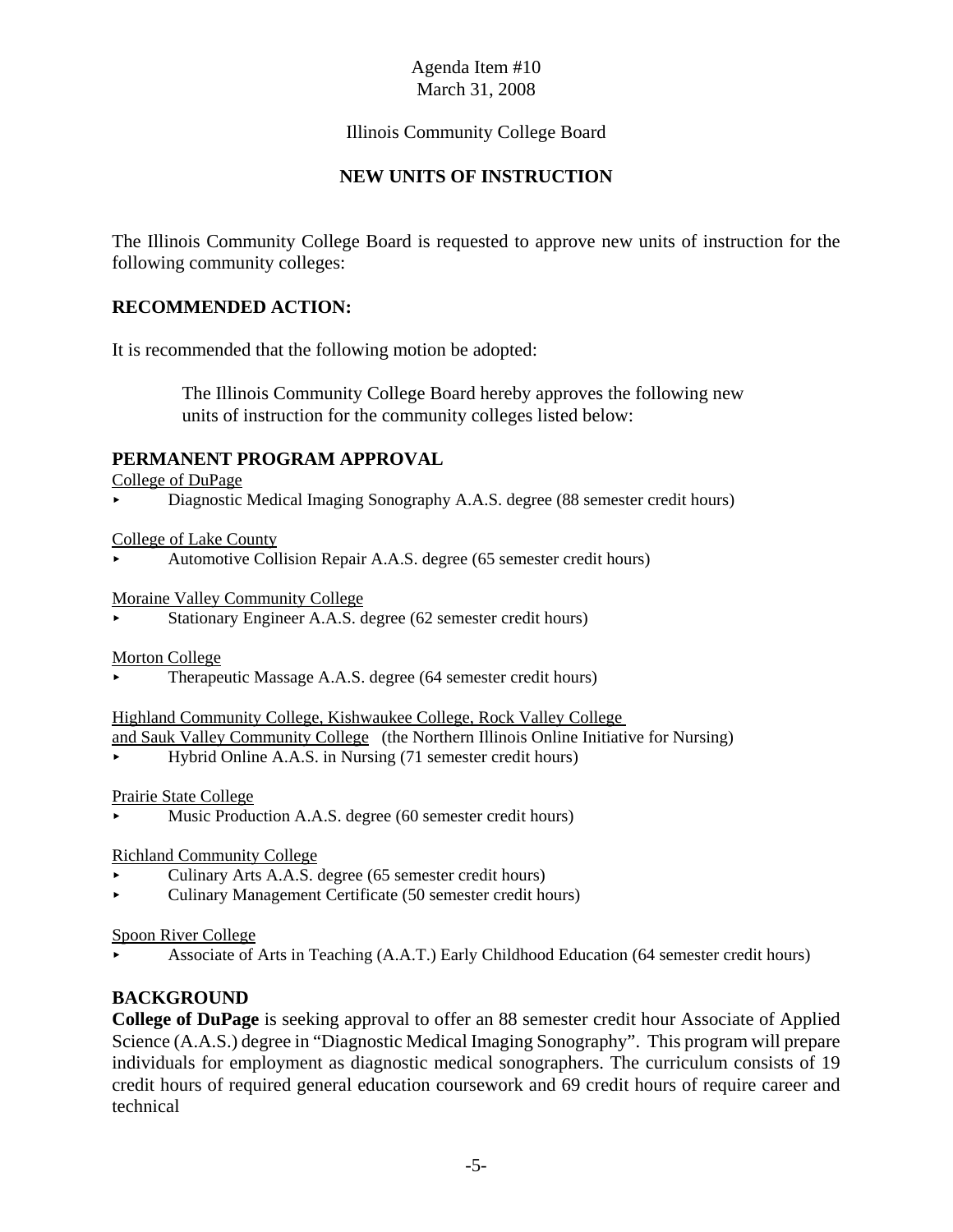Agenda Item #10
March 31, 2008

Illinois Community College Board

## NEW UNITS OF INSTRUCTION

The Illinois Community College Board is requested to approve new units of instruction for the following community colleges:

### RECOMMENDED ACTION:

It is recommended that the following motion be adopted:

> The Illinois Community College Board hereby approves the following new units of instruction for the community colleges listed below:

### PERMANENT PROGRAM APPROVAL

College of DuPage

- Diagnostic Medical Imaging Sonography A.A.S. degree (88 semester credit hours)

College of Lake County

- Automotive Collision Repair A.A.S. degree (65 semester credit hours)

Moraine Valley Community College

- Stationary Engineer A.A.S. degree (62 semester credit hours)

Morton College

- Therapeutic Massage A.A.S. degree (64 semester credit hours)

Highland Community College, Kishwaukee College, Rock Valley College and Sauk Valley Community College (the Northern Illinois Online Initiative for Nursing)

- Hybrid Online A.A.S. in Nursing (71 semester credit hours)

Prairie State College

- Music Production A.A.S. degree (60 semester credit hours)

Richland Community College

- Culinary Arts A.A.S. degree (65 semester credit hours)
- Culinary Management Certificate (50 semester credit hours)

Spoon River College

- Associate of Arts in Teaching (A.A.T.) Early Childhood Education (64 semester credit hours)

### BACKGROUND

**College of DuPage** is seeking approval to offer an 88 semester credit hour Associate of Applied Science (A.A.S.) degree in "Diagnostic Medical Imaging Sonography". This program will prepare individuals for employment as diagnostic medical sonographers. The curriculum consists of 19 credit hours of required general education coursework and 69 credit hours of require career and technical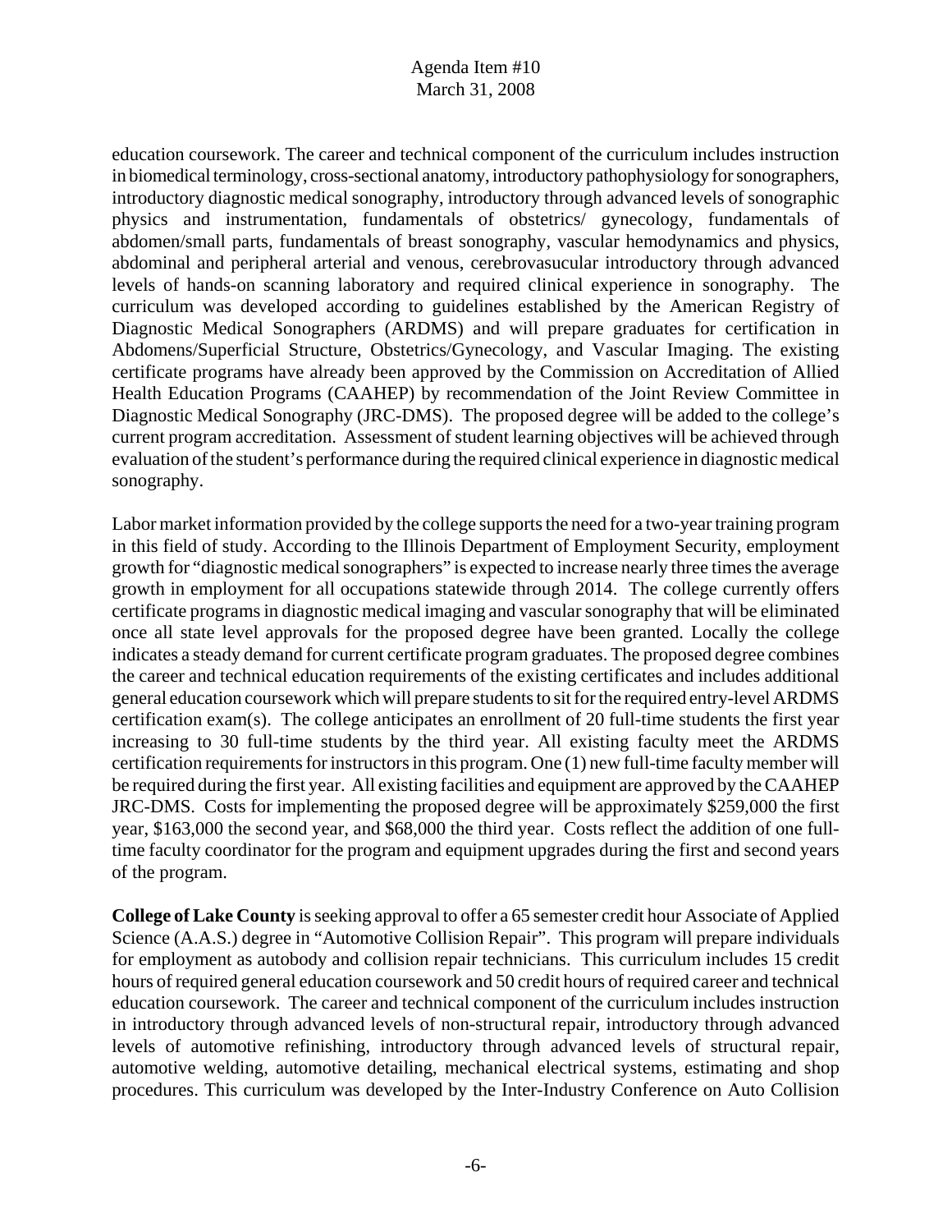education coursework. The career and technical component of the curriculum includes instruction in biomedical terminology, cross-sectional anatomy, introductory pathophysiology for sonographers, introductory diagnostic medical sonography, introductory through advanced levels of sonographic physics and instrumentation, fundamentals of obstetrics/ gynecology, fundamentals of abdomen/small parts, fundamentals of breast sonography, vascular hemodynamics and physics, abdominal and peripheral arterial and venous, cerebrovasucular introductory through advanced levels of hands-on scanning laboratory and required clinical experience in sonography. The curriculum was developed according to guidelines established by the American Registry of Diagnostic Medical Sonographers (ARDMS) and will prepare graduates for certification in Abdomens/Superficial Structure, Obstetrics/Gynecology, and Vascular Imaging. The existing certificate programs have already been approved by the Commission on Accreditation of Allied Health Education Programs (CAAHEP) by recommendation of the Joint Review Committee in Diagnostic Medical Sonography (JRC-DMS). The proposed degree will be added to the college's current program accreditation. Assessment of student learning objectives will be achieved through evaluation of the student's performance during the required clinical experience in diagnostic medical sonography.

Labor market information provided by the college supports the need for a two-year training program in this field of study. According to the Illinois Department of Employment Security, employment growth for "diagnostic medical sonographers" is expected to increase nearly three times the average growth in employment for all occupations statewide through 2014. The college currently offers certificate programs in diagnostic medical imaging and vascular sonography that will be eliminated once all state level approvals for the proposed degree have been granted. Locally the college indicates a steady demand for current certificate program graduates. The proposed degree combines the career and technical education requirements of the existing certificates and includes additional general education coursework which will prepare students to sit for the required entry-level ARDMS certification exam(s). The college anticipates an enrollment of 20 full-time students the first year increasing to 30 full-time students by the third year. All existing faculty meet the ARDMS certification requirements for instructors in this program. One (1) new full-time faculty member will be required during the first year. All existing facilities and equipment are approved by the CAAHEP JRC-DMS. Costs for implementing the proposed degree will be approximately $259,000 the first year, $163,000 the second year, and $68,000 the third year. Costs reflect the addition of one full-time faculty coordinator for the program and equipment upgrades during the first and second years of the program.

**College of Lake County** is seeking approval to offer a 65 semester credit hour Associate of Applied Science (A.A.S.) degree in "Automotive Collision Repair". This program will prepare individuals for employment as autobody and collision repair technicians. This curriculum includes 15 credit hours of required general education coursework and 50 credit hours of required career and technical education coursework. The career and technical component of the curriculum includes instruction in introductory through advanced levels of non-structural repair, introductory through advanced levels of automotive refinishing, introductory through advanced levels of structural repair, automotive welding, automotive detailing, mechanical electrical systems, estimating and shop procedures. This curriculum was developed by the Inter-Industry Conference on Auto Collision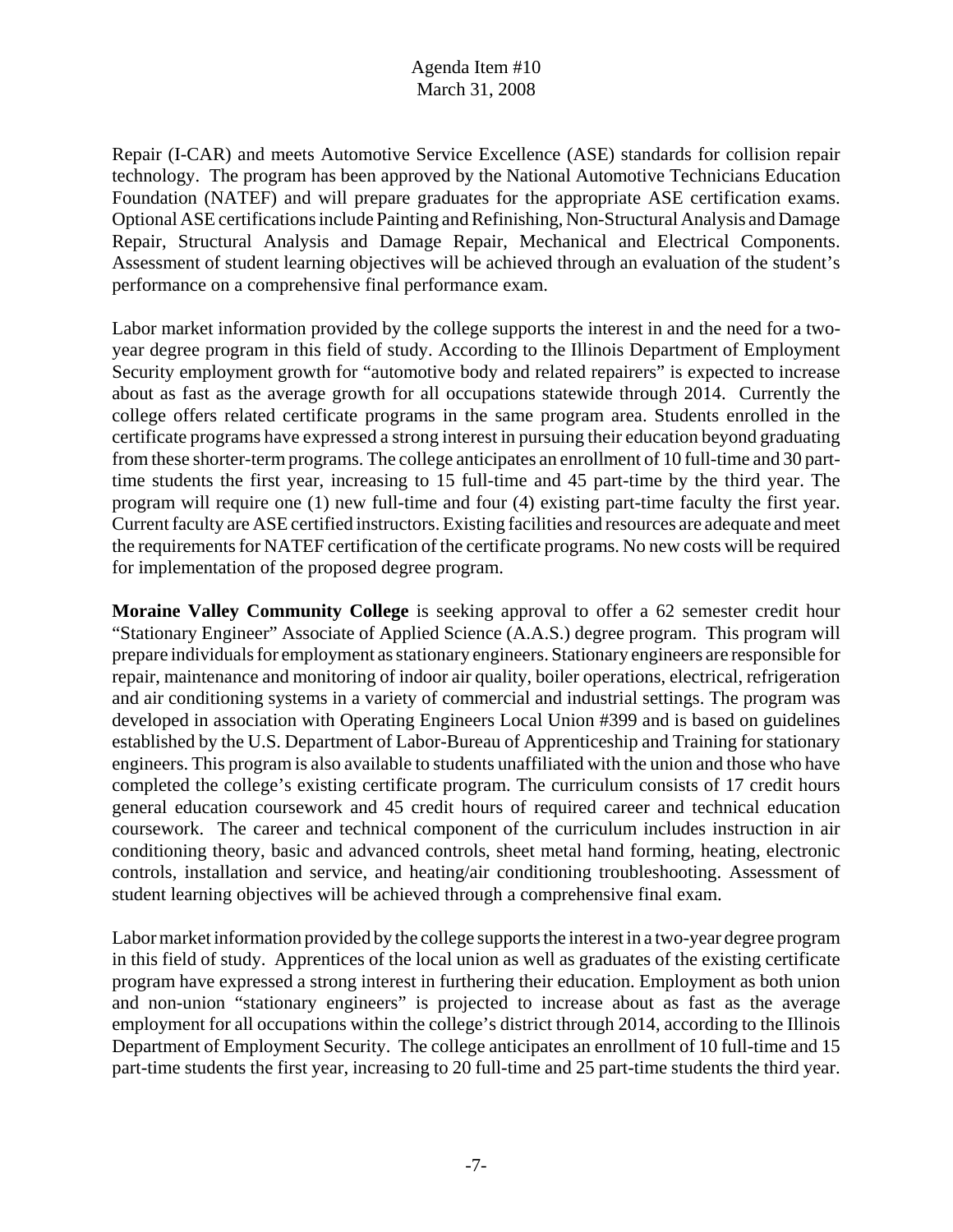Repair (I-CAR) and meets Automotive Service Excellence (ASE) standards for collision repair technology. The program has been approved by the National Automotive Technicians Education Foundation (NATEF) and will prepare graduates for the appropriate ASE certification exams. Optional ASE certifications include Painting and Refinishing, Non-Structural Analysis and Damage Repair, Structural Analysis and Damage Repair, Mechanical and Electrical Components. Assessment of student learning objectives will be achieved through an evaluation of the student's performance on a comprehensive final performance exam.

Labor market information provided by the college supports the interest in and the need for a two-year degree program in this field of study. According to the Illinois Department of Employment Security employment growth for "automotive body and related repairers" is expected to increase about as fast as the average growth for all occupations statewide through 2014. Currently the college offers related certificate programs in the same program area. Students enrolled in the certificate programs have expressed a strong interest in pursuing their education beyond graduating from these shorter-term programs. The college anticipates an enrollment of 10 full-time and 30 part-time students the first year, increasing to 15 full-time and 45 part-time by the third year. The program will require one (1) new full-time and four (4) existing part-time faculty the first year. Current faculty are ASE certified instructors. Existing facilities and resources are adequate and meet the requirements for NATEF certification of the certificate programs. No new costs will be required for implementation of the proposed degree program.

**Moraine Valley Community College** is seeking approval to offer a 62 semester credit hour "Stationary Engineer" Associate of Applied Science (A.A.S.) degree program. This program will prepare individuals for employment as stationary engineers. Stationary engineers are responsible for repair, maintenance and monitoring of indoor air quality, boiler operations, electrical, refrigeration and air conditioning systems in a variety of commercial and industrial settings. The program was developed in association with Operating Engineers Local Union #399 and is based on guidelines established by the U.S. Department of Labor-Bureau of Apprenticeship and Training for stationary engineers. This program is also available to students unaffiliated with the union and those who have completed the college's existing certificate program. The curriculum consists of 17 credit hours general education coursework and 45 credit hours of required career and technical education coursework. The career and technical component of the curriculum includes instruction in air conditioning theory, basic and advanced controls, sheet metal hand forming, heating, electronic controls, installation and service, and heating/air conditioning troubleshooting. Assessment of student learning objectives will be achieved through a comprehensive final exam.

Labor market information provided by the college supports the interest in a two-year degree program in this field of study. Apprentices of the local union as well as graduates of the existing certificate program have expressed a strong interest in furthering their education. Employment as both union and non-union "stationary engineers" is projected to increase about as fast as the average employment for all occupations within the college's district through 2014, according to the Illinois Department of Employment Security. The college anticipates an enrollment of 10 full-time and 15 part-time students the first year, increasing to 20 full-time and 25 part-time students the third year.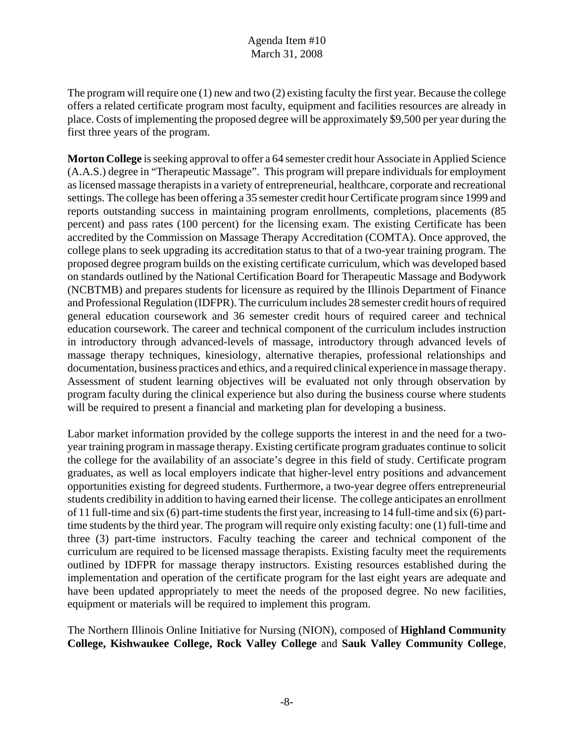The program will require one (1) new and two (2) existing faculty the first year. Because the college offers a related certificate program most faculty, equipment and facilities resources are already in place. Costs of implementing the proposed degree will be approximately $9,500 per year during the first three years of the program.

**Morton College** is seeking approval to offer a 64 semester credit hour Associate in Applied Science (A.A.S.) degree in "Therapeutic Massage". This program will prepare individuals for employment as licensed massage therapists in a variety of entrepreneurial, healthcare, corporate and recreational settings. The college has been offering a 35 semester credit hour Certificate program since 1999 and reports outstanding success in maintaining program enrollments, completions, placements (85 percent) and pass rates (100 percent) for the licensing exam. The existing Certificate has been accredited by the Commission on Massage Therapy Accreditation (COMTA). Once approved, the college plans to seek upgrading its accreditation status to that of a two-year training program. The proposed degree program builds on the existing certificate curriculum, which was developed based on standards outlined by the National Certification Board for Therapeutic Massage and Bodywork (NCBTMB) and prepares students for licensure as required by the Illinois Department of Finance and Professional Regulation (IDFPR). The curriculum includes 28 semester credit hours of required general education coursework and 36 semester credit hours of required career and technical education coursework. The career and technical component of the curriculum includes instruction in introductory through advanced-levels of massage, introductory through advanced levels of massage therapy techniques, kinesiology, alternative therapies, professional relationships and documentation, business practices and ethics, and a required clinical experience in massage therapy. Assessment of student learning objectives will be evaluated not only through observation by program faculty during the clinical experience but also during the business course where students will be required to present a financial and marketing plan for developing a business.

Labor market information provided by the college supports the interest in and the need for a two-year training program in massage therapy. Existing certificate program graduates continue to solicit the college for the availability of an associate's degree in this field of study. Certificate program graduates, as well as local employers indicate that higher-level entry positions and advancement opportunities existing for degreed students. Furthermore, a two-year degree offers entrepreneurial students credibility in addition to having earned their license. The college anticipates an enrollment of 11 full-time and six (6) part-time students the first year, increasing to 14 full-time and six (6) part-time students by the third year. The program will require only existing faculty: one (1) full-time and three (3) part-time instructors. Faculty teaching the career and technical component of the curriculum are required to be licensed massage therapists. Existing faculty meet the requirements outlined by IDFPR for massage therapy instructors. Existing resources established during the implementation and operation of the certificate program for the last eight years are adequate and have been updated appropriately to meet the needs of the proposed degree. No new facilities, equipment or materials will be required to implement this program.

The Northern Illinois Online Initiative for Nursing (NION), composed of **Highland Community College, Kishwaukee College, Rock Valley College** and **Sauk Valley Community College**,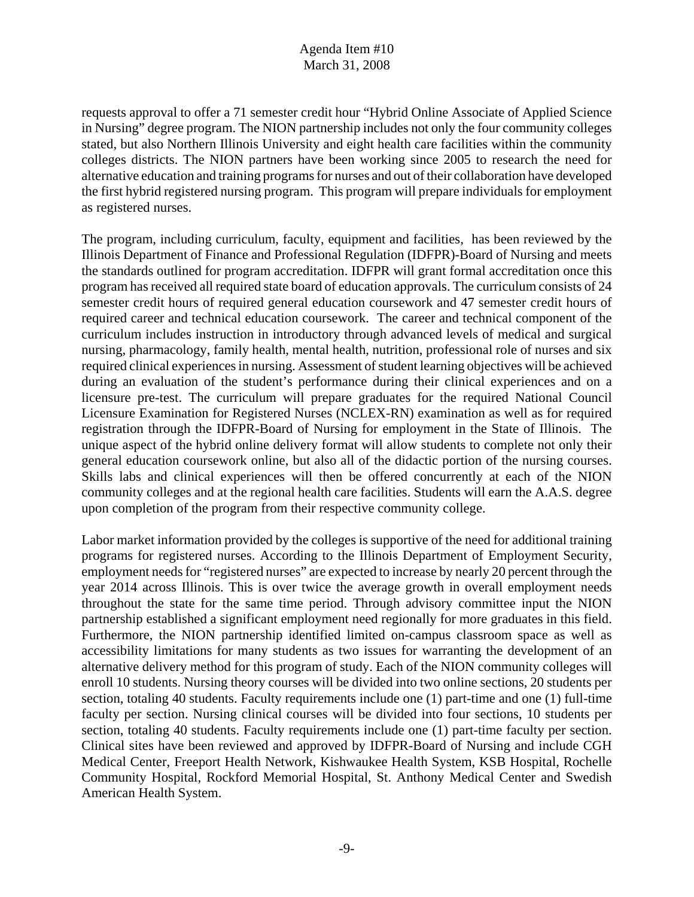requests approval to offer a 71 semester credit hour "Hybrid Online Associate of Applied Science in Nursing" degree program. The NION partnership includes not only the four community colleges stated, but also Northern Illinois University and eight health care facilities within the community colleges districts. The NION partners have been working since 2005 to research the need for alternative education and training programs for nurses and out of their collaboration have developed the first hybrid registered nursing program. This program will prepare individuals for employment as registered nurses.

The program, including curriculum, faculty, equipment and facilities, has been reviewed by the Illinois Department of Finance and Professional Regulation (IDFPR)-Board of Nursing and meets the standards outlined for program accreditation. IDFPR will grant formal accreditation once this program has received all required state board of education approvals. The curriculum consists of 24 semester credit hours of required general education coursework and 47 semester credit hours of required career and technical education coursework. The career and technical component of the curriculum includes instruction in introductory through advanced levels of medical and surgical nursing, pharmacology, family health, mental health, nutrition, professional role of nurses and six required clinical experiences in nursing. Assessment of student learning objectives will be achieved during an evaluation of the student's performance during their clinical experiences and on a licensure pre-test. The curriculum will prepare graduates for the required National Council Licensure Examination for Registered Nurses (NCLEX-RN) examination as well as for required registration through the IDFPR-Board of Nursing for employment in the State of Illinois. The unique aspect of the hybrid online delivery format will allow students to complete not only their general education coursework online, but also all of the didactic portion of the nursing courses. Skills labs and clinical experiences will then be offered concurrently at each of the NION community colleges and at the regional health care facilities. Students will earn the A.A.S. degree upon completion of the program from their respective community college.

Labor market information provided by the colleges is supportive of the need for additional training programs for registered nurses. According to the Illinois Department of Employment Security, employment needs for "registered nurses" are expected to increase by nearly 20 percent through the year 2014 across Illinois. This is over twice the average growth in overall employment needs throughout the state for the same time period. Through advisory committee input the NION partnership established a significant employment need regionally for more graduates in this field. Furthermore, the NION partnership identified limited on-campus classroom space as well as accessibility limitations for many students as two issues for warranting the development of an alternative delivery method for this program of study. Each of the NION community colleges will enroll 10 students. Nursing theory courses will be divided into two online sections, 20 students per section, totaling 40 students. Faculty requirements include one (1) part-time and one (1) full-time faculty per section. Nursing clinical courses will be divided into four sections, 10 students per section, totaling 40 students. Faculty requirements include one (1) part-time faculty per section. Clinical sites have been reviewed and approved by IDFPR-Board of Nursing and include CGH Medical Center, Freeport Health Network, Kishwaukee Health System, KSB Hospital, Rochelle Community Hospital, Rockford Memorial Hospital, St. Anthony Medical Center and Swedish American Health System.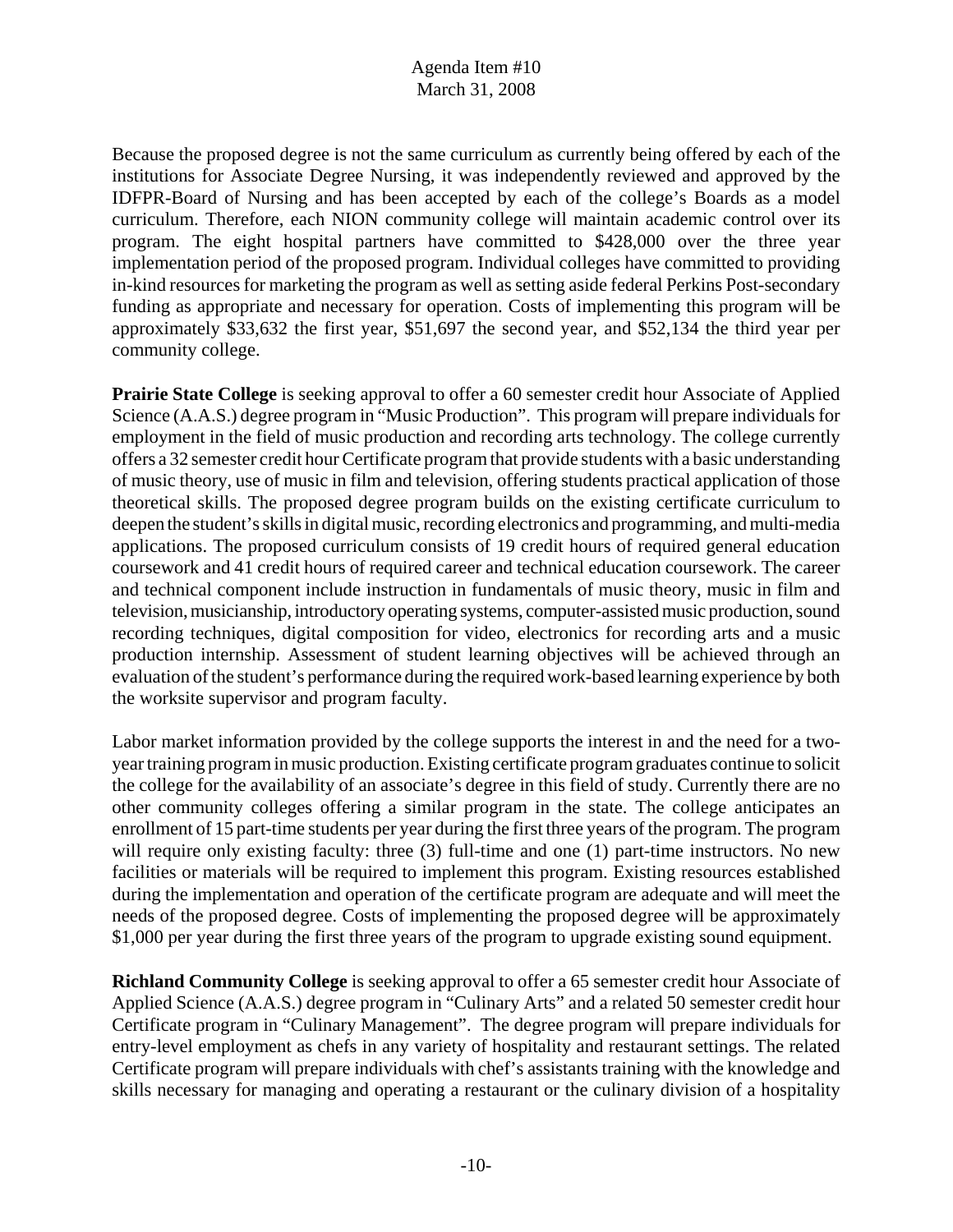Because the proposed degree is not the same curriculum as currently being offered by each of the institutions for Associate Degree Nursing, it was independently reviewed and approved by the IDFPR-Board of Nursing and has been accepted by each of the college's Boards as a model curriculum. Therefore, each NION community college will maintain academic control over its program. The eight hospital partners have committed to $428,000 over the three year implementation period of the proposed program. Individual colleges have committed to providing in-kind resources for marketing the program as well as setting aside federal Perkins Post-secondary funding as appropriate and necessary for operation. Costs of implementing this program will be approximately $33,632 the first year, $51,697 the second year, and $52,134 the third year per community college.

**Prairie State College** is seeking approval to offer a 60 semester credit hour Associate of Applied Science (A.A.S.) degree program in "Music Production". This program will prepare individuals for employment in the field of music production and recording arts technology. The college currently offers a 32 semester credit hour Certificate program that provide students with a basic understanding of music theory, use of music in film and television, offering students practical application of those theoretical skills. The proposed degree program builds on the existing certificate curriculum to deepen the student's skills in digital music, recording electronics and programming, and multi-media applications. The proposed curriculum consists of 19 credit hours of required general education coursework and 41 credit hours of required career and technical education coursework. The career and technical component include instruction in fundamentals of music theory, music in film and television, musicianship, introductory operating systems, computer-assisted music production, sound recording techniques, digital composition for video, electronics for recording arts and a music production internship. Assessment of student learning objectives will be achieved through an evaluation of the student's performance during the required work-based learning experience by both the worksite supervisor and program faculty.

Labor market information provided by the college supports the interest in and the need for a two-year training program in music production. Existing certificate program graduates continue to solicit the college for the availability of an associate's degree in this field of study. Currently there are no other community colleges offering a similar program in the state. The college anticipates an enrollment of 15 part-time students per year during the first three years of the program. The program will require only existing faculty: three (3) full-time and one (1) part-time instructors. No new facilities or materials will be required to implement this program. Existing resources established during the implementation and operation of the certificate program are adequate and will meet the needs of the proposed degree. Costs of implementing the proposed degree will be approximately $1,000 per year during the first three years of the program to upgrade existing sound equipment.

**Richland Community College** is seeking approval to offer a 65 semester credit hour Associate of Applied Science (A.A.S.) degree program in "Culinary Arts" and a related 50 semester credit hour Certificate program in "Culinary Management". The degree program will prepare individuals for entry-level employment as chefs in any variety of hospitality and restaurant settings. The related Certificate program will prepare individuals with chef's assistants training with the knowledge and skills necessary for managing and operating a restaurant or the culinary division of a hospitality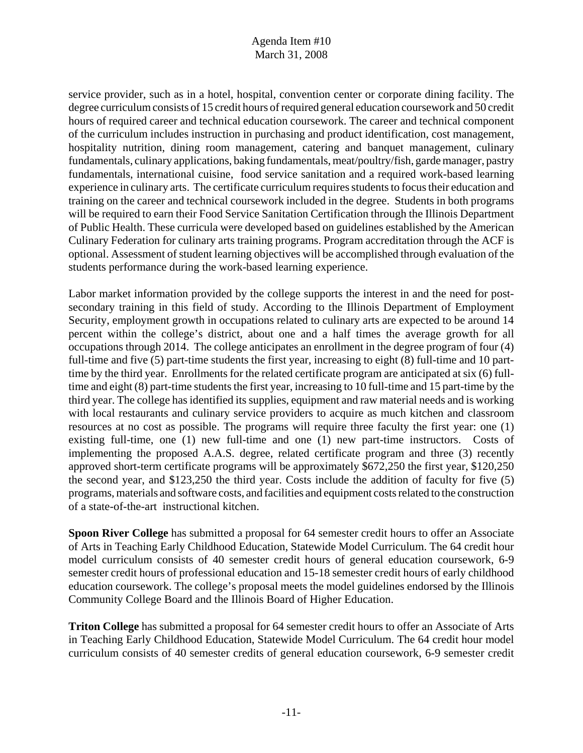service provider, such as in a hotel, hospital, convention center or corporate dining facility. The degree curriculum consists of 15 credit hours of required general education coursework and 50 credit hours of required career and technical education coursework. The career and technical component of the curriculum includes instruction in purchasing and product identification, cost management, hospitality nutrition, dining room management, catering and banquet management, culinary fundamentals, culinary applications, baking fundamentals, meat/poultry/fish, garde manager, pastry fundamentals, international cuisine, food service sanitation and a required work-based learning experience in culinary arts. The certificate curriculum requires students to focus their education and training on the career and technical coursework included in the degree. Students in both programs will be required to earn their Food Service Sanitation Certification through the Illinois Department of Public Health. These curricula were developed based on guidelines established by the American Culinary Federation for culinary arts training programs. Program accreditation through the ACF is optional. Assessment of student learning objectives will be accomplished through evaluation of the students performance during the work-based learning experience.

Labor market information provided by the college supports the interest in and the need for post-secondary training in this field of study. According to the Illinois Department of Employment Security, employment growth in occupations related to culinary arts are expected to be around 14 percent within the college's district, about one and a half times the average growth for all occupations through 2014. The college anticipates an enrollment in the degree program of four (4) full-time and five (5) part-time students the first year, increasing to eight (8) full-time and 10 part-time by the third year. Enrollments for the related certificate program are anticipated at six (6) full-time and eight (8) part-time students the first year, increasing to 10 full-time and 15 part-time by the third year. The college has identified its supplies, equipment and raw material needs and is working with local restaurants and culinary service providers to acquire as much kitchen and classroom resources at no cost as possible. The programs will require three faculty the first year: one (1) existing full-time, one (1) new full-time and one (1) new part-time instructors. Costs of implementing the proposed A.A.S. degree, related certificate program and three (3) recently approved short-term certificate programs will be approximately $672,250 the first year, $120,250 the second year, and $123,250 the third year. Costs include the addition of faculty for five (5) programs, materials and software costs, and facilities and equipment costs related to the construction of a state-of-the-art instructional kitchen.

**Spoon River College** has submitted a proposal for 64 semester credit hours to offer an Associate of Arts in Teaching Early Childhood Education, Statewide Model Curriculum. The 64 credit hour model curriculum consists of 40 semester credit hours of general education coursework, 6-9 semester credit hours of professional education and 15-18 semester credit hours of early childhood education coursework. The college's proposal meets the model guidelines endorsed by the Illinois Community College Board and the Illinois Board of Higher Education.

**Triton College** has submitted a proposal for 64 semester credit hours to offer an Associate of Arts in Teaching Early Childhood Education, Statewide Model Curriculum. The 64 credit hour model curriculum consists of 40 semester credits of general education coursework, 6-9 semester credit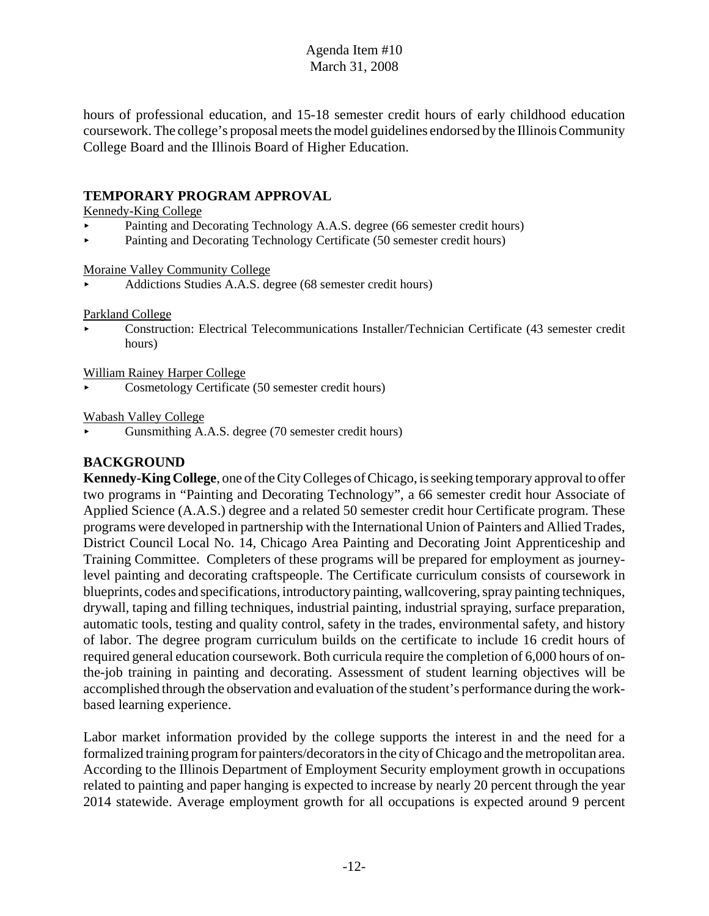hours of professional education, and 15-18 semester credit hours of early childhood education coursework. The college's proposal meets the model guidelines endorsed by the Illinois Community College Board and the Illinois Board of Higher Education.

## TEMPORARY PROGRAM APPROVAL

Kennedy-King College

- Painting and Decorating Technology A.A.S. degree (66 semester credit hours)
- Painting and Decorating Technology Certificate (50 semester credit hours)

Moraine Valley Community College

- Addictions Studies A.A.S. degree (68 semester credit hours)

Parkland College

- Construction: Electrical Telecommunications Installer/Technician Certificate (43 semester credit hours)

William Rainey Harper College

- Cosmetology Certificate (50 semester credit hours)

Wabash Valley College

- Gunsmithing A.A.S. degree (70 semester credit hours)

## BACKGROUND

**Kennedy-King College**, one of the City Colleges of Chicago, is seeking temporary approval to offer two programs in "Painting and Decorating Technology", a 66 semester credit hour Associate of Applied Science (A.A.S.) degree and a related 50 semester credit hour Certificate program. These programs were developed in partnership with the International Union of Painters and Allied Trades, District Council Local No. 14, Chicago Area Painting and Decorating Joint Apprenticeship and Training Committee. Completers of these programs will be prepared for employment as journey-level painting and decorating craftspeople. The Certificate curriculum consists of coursework in blueprints, codes and specifications, introductory painting, wallcovering, spray painting techniques, drywall, taping and filling techniques, industrial painting, industrial spraying, surface preparation, automatic tools, testing and quality control, safety in the trades, environmental safety, and history of labor. The degree program curriculum builds on the certificate to include 16 credit hours of required general education coursework. Both curricula require the completion of 6,000 hours of on-the-job training in painting and decorating. Assessment of student learning objectives will be accomplished through the observation and evaluation of the student's performance during the work-based learning experience.

Labor market information provided by the college supports the interest in and the need for a formalized training program for painters/decorators in the city of Chicago and the metropolitan area. According to the Illinois Department of Employment Security employment growth in occupations related to painting and paper hanging is expected to increase by nearly 20 percent through the year 2014 statewide. Average employment growth for all occupations is expected around 9 percent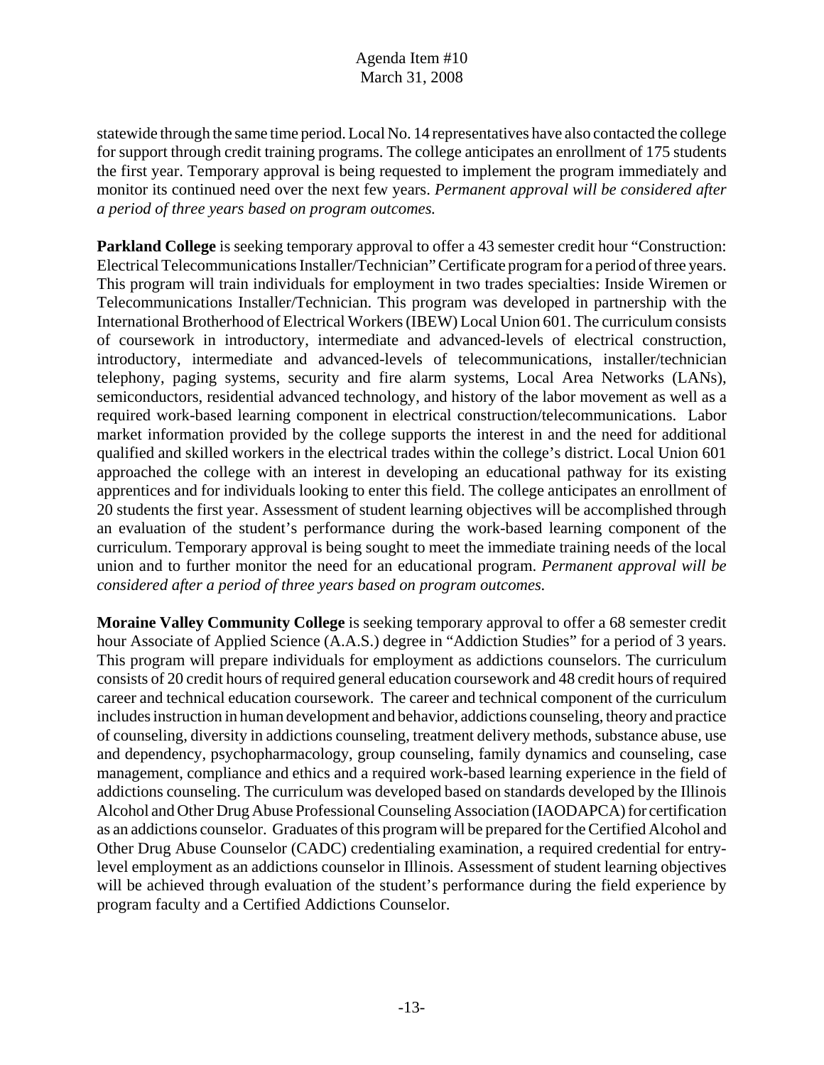statewide through the same time period. Local No. 14 representatives have also contacted the college for support through credit training programs. The college anticipates an enrollment of 175 students the first year. Temporary approval is being requested to implement the program immediately and monitor its continued need over the next few years. *Permanent approval will be considered after a period of three years based on program outcomes.*

**Parkland College** is seeking temporary approval to offer a 43 semester credit hour "Construction: Electrical Telecommunications Installer/Technician" Certificate program for a period of three years. This program will train individuals for employment in two trades specialties: Inside Wiremen or Telecommunications Installer/Technician. This program was developed in partnership with the International Brotherhood of Electrical Workers (IBEW) Local Union 601. The curriculum consists of coursework in introductory, intermediate and advanced-levels of electrical construction, introductory, intermediate and advanced-levels of telecommunications, installer/technician telephony, paging systems, security and fire alarm systems, Local Area Networks (LANs), semiconductors, residential advanced technology, and history of the labor movement as well as a required work-based learning component in electrical construction/telecommunications. Labor market information provided by the college supports the interest in and the need for additional qualified and skilled workers in the electrical trades within the college's district. Local Union 601 approached the college with an interest in developing an educational pathway for its existing apprentices and for individuals looking to enter this field. The college anticipates an enrollment of 20 students the first year. Assessment of student learning objectives will be accomplished through an evaluation of the student's performance during the work-based learning component of the curriculum. Temporary approval is being sought to meet the immediate training needs of the local union and to further monitor the need for an educational program. *Permanent approval will be considered after a period of three years based on program outcomes.*

**Moraine Valley Community College** is seeking temporary approval to offer a 68 semester credit hour Associate of Applied Science (A.A.S.) degree in "Addiction Studies" for a period of 3 years. This program will prepare individuals for employment as addictions counselors. The curriculum consists of 20 credit hours of required general education coursework and 48 credit hours of required career and technical education coursework. The career and technical component of the curriculum includes instruction in human development and behavior, addictions counseling, theory and practice of counseling, diversity in addictions counseling, treatment delivery methods, substance abuse, use and dependency, psychopharmacology, group counseling, family dynamics and counseling, case management, compliance and ethics and a required work-based learning experience in the field of addictions counseling. The curriculum was developed based on standards developed by the Illinois Alcohol and Other Drug Abuse Professional Counseling Association (IAODAPCA) for certification as an addictions counselor. Graduates of this program will be prepared for the Certified Alcohol and Other Drug Abuse Counselor (CADC) credentialing examination, a required credential for entry-level employment as an addictions counselor in Illinois. Assessment of student learning objectives will be achieved through evaluation of the student's performance during the field experience by program faculty and a Certified Addictions Counselor.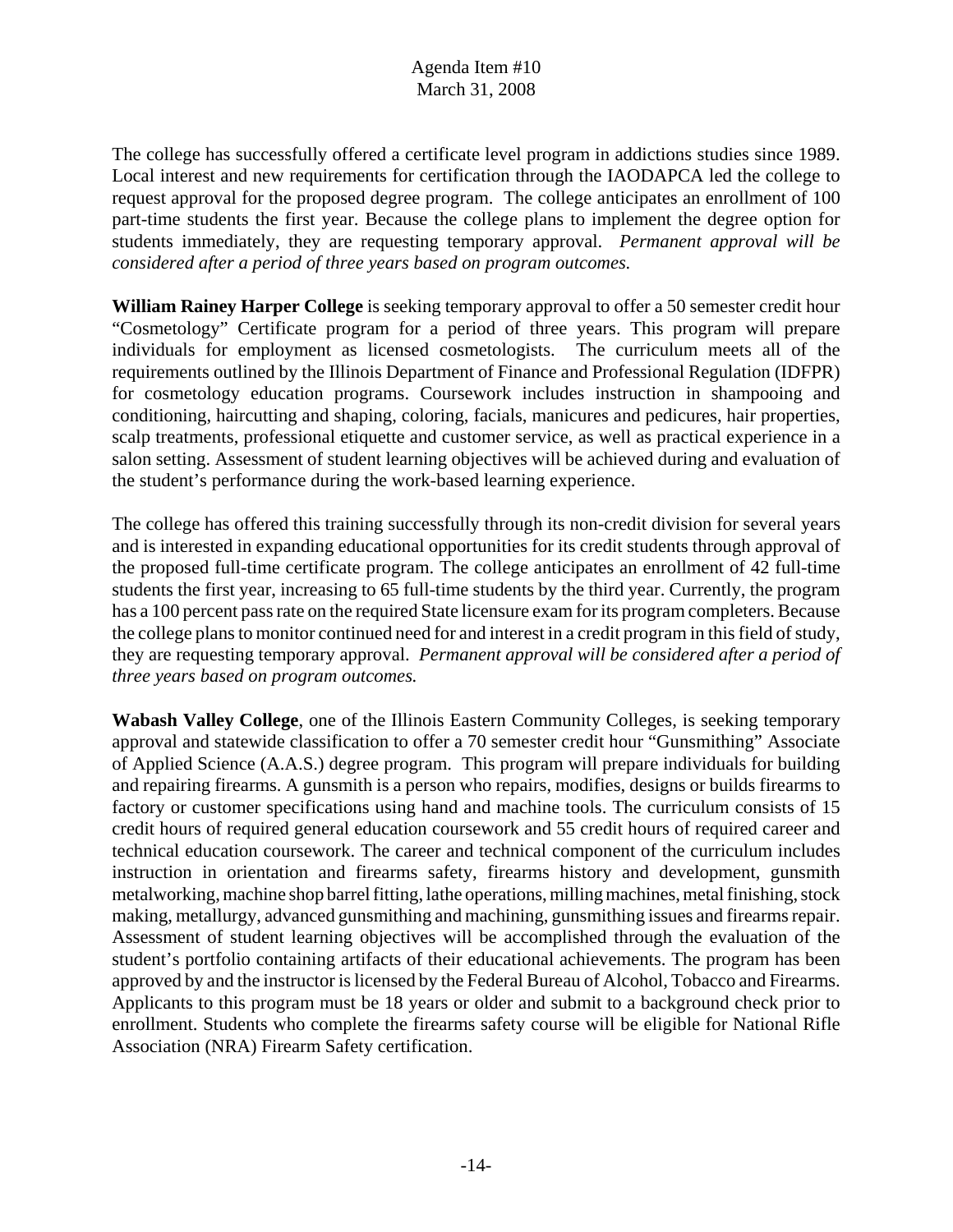The college has successfully offered a certificate level program in addictions studies since 1989. Local interest and new requirements for certification through the IAODAPCA led the college to request approval for the proposed degree program. The college anticipates an enrollment of 100 part-time students the first year. Because the college plans to implement the degree option for students immediately, they are requesting temporary approval. *Permanent approval will be considered after a period of three years based on program outcomes.*

**William Rainey Harper College** is seeking temporary approval to offer a 50 semester credit hour "Cosmetology" Certificate program for a period of three years. This program will prepare individuals for employment as licensed cosmetologists. The curriculum meets all of the requirements outlined by the Illinois Department of Finance and Professional Regulation (IDFPR) for cosmetology education programs. Coursework includes instruction in shampooing and conditioning, haircutting and shaping, coloring, facials, manicures and pedicures, hair properties, scalp treatments, professional etiquette and customer service, as well as practical experience in a salon setting. Assessment of student learning objectives will be achieved during and evaluation of the student's performance during the work-based learning experience.

The college has offered this training successfully through its non-credit division for several years and is interested in expanding educational opportunities for its credit students through approval of the proposed full-time certificate program. The college anticipates an enrollment of 42 full-time students the first year, increasing to 65 full-time students by the third year. Currently, the program has a 100 percent pass rate on the required State licensure exam for its program completers. Because the college plans to monitor continued need for and interest in a credit program in this field of study, they are requesting temporary approval. *Permanent approval will be considered after a period of three years based on program outcomes.*

**Wabash Valley College**, one of the Illinois Eastern Community Colleges, is seeking temporary approval and statewide classification to offer a 70 semester credit hour "Gunsmithing" Associate of Applied Science (A.A.S.) degree program. This program will prepare individuals for building and repairing firearms. A gunsmith is a person who repairs, modifies, designs or builds firearms to factory or customer specifications using hand and machine tools. The curriculum consists of 15 credit hours of required general education coursework and 55 credit hours of required career and technical education coursework. The career and technical component of the curriculum includes instruction in orientation and firearms safety, firearms history and development, gunsmith metalworking, machine shop barrel fitting, lathe operations, milling machines, metal finishing, stock making, metallurgy, advanced gunsmithing and machining, gunsmithing issues and firearms repair. Assessment of student learning objectives will be accomplished through the evaluation of the student's portfolio containing artifacts of their educational achievements. The program has been approved by and the instructor is licensed by the Federal Bureau of Alcohol, Tobacco and Firearms. Applicants to this program must be 18 years or older and submit to a background check prior to enrollment. Students who complete the firearms safety course will be eligible for National Rifle Association (NRA) Firearm Safety certification.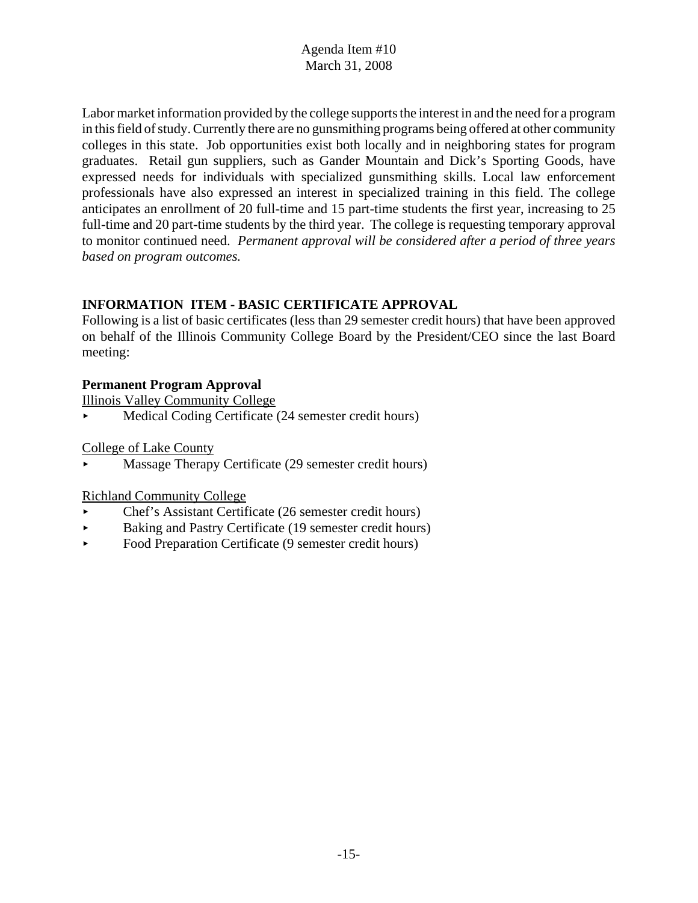Labor market information provided by the college supports the interest in and the need for a program in this field of study. Currently there are no gunsmithing programs being offered at other community colleges in this state. Job opportunities exist both locally and in neighboring states for program graduates. Retail gun suppliers, such as Gander Mountain and Dick's Sporting Goods, have expressed needs for individuals with specialized gunsmithing skills. Local law enforcement professionals have also expressed an interest in specialized training in this field. The college anticipates an enrollment of 20 full-time and 15 part-time students the first year, increasing to 25 full-time and 20 part-time students by the third year. The college is requesting temporary approval to monitor continued need. *Permanent approval will be considered after a period of three years based on program outcomes.*

## INFORMATION ITEM - BASIC CERTIFICATE APPROVAL

Following is a list of basic certificates (less than 29 semester credit hours) that have been approved on behalf of the Illinois Community College Board by the President/CEO since the last Board meeting:

**Permanent Program Approval**

Illinois Valley Community College

- Medical Coding Certificate (24 semester credit hours)

College of Lake County

- Massage Therapy Certificate (29 semester credit hours)

Richland Community College

- Chef's Assistant Certificate (26 semester credit hours)
- Baking and Pastry Certificate (19 semester credit hours)
- Food Preparation Certificate (9 semester credit hours)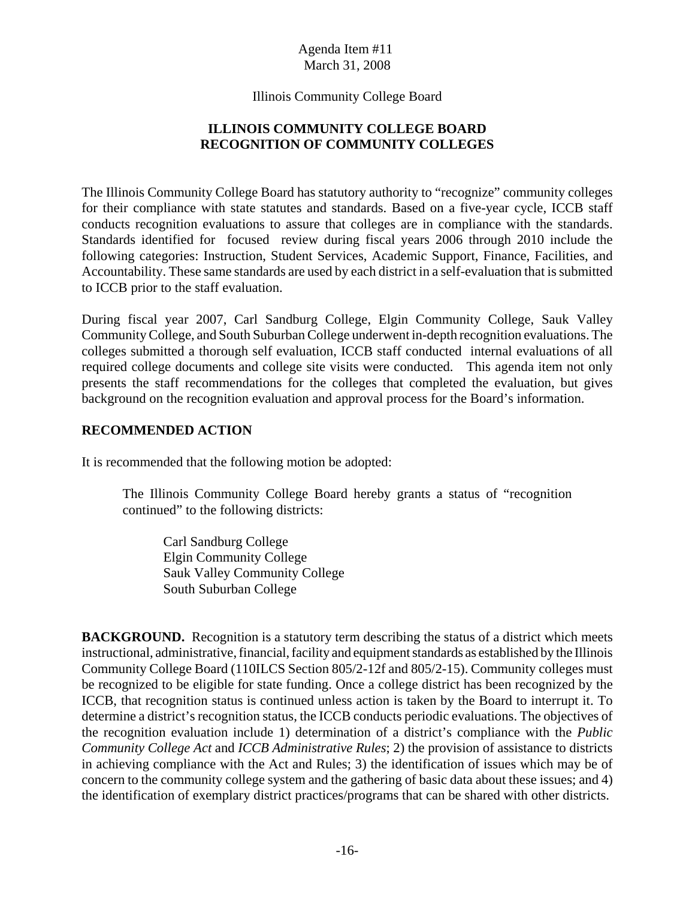Agenda Item #11
March 31, 2008

Illinois Community College Board

## ILLINOIS COMMUNITY COLLEGE BOARD RECOGNITION OF COMMUNITY COLLEGES

The Illinois Community College Board has statutory authority to "recognize" community colleges for their compliance with state statutes and standards. Based on a five-year cycle, ICCB staff conducts recognition evaluations to assure that colleges are in compliance with the standards. Standards identified for focused review during fiscal years 2006 through 2010 include the following categories: Instruction, Student Services, Academic Support, Finance, Facilities, and Accountability. These same standards are used by each district in a self-evaluation that is submitted to ICCB prior to the staff evaluation.

During fiscal year 2007, Carl Sandburg College, Elgin Community College, Sauk Valley Community College, and South Suburban College underwent in-depth recognition evaluations. The colleges submitted a thorough self evaluation, ICCB staff conducted internal evaluations of all required college documents and college site visits were conducted. This agenda item not only presents the staff recommendations for the colleges that completed the evaluation, but gives background on the recognition evaluation and approval process for the Board's information.

### RECOMMENDED ACTION

It is recommended that the following motion be adopted:

> The Illinois Community College Board hereby grants a status of "recognition continued" to the following districts:
>
> Carl Sandburg College
> Elgin Community College
> Sauk Valley Community College
> South Suburban College

**BACKGROUND.** Recognition is a statutory term describing the status of a district which meets instructional, administrative, financial, facility and equipment standards as established by the Illinois Community College Board (110ILCS Section 805/2-12f and 805/2-15). Community colleges must be recognized to be eligible for state funding. Once a college district has been recognized by the ICCB, that recognition status is continued unless action is taken by the Board to interrupt it. To determine a district's recognition status, the ICCB conducts periodic evaluations. The objectives of the recognition evaluation include 1) determination of a district's compliance with the *Public Community College Act* and *ICCB Administrative Rules*; 2) the provision of assistance to districts in achieving compliance with the Act and Rules; 3) the identification of issues which may be of concern to the community college system and the gathering of basic data about these issues; and 4) the identification of exemplary district practices/programs that can be shared with other districts.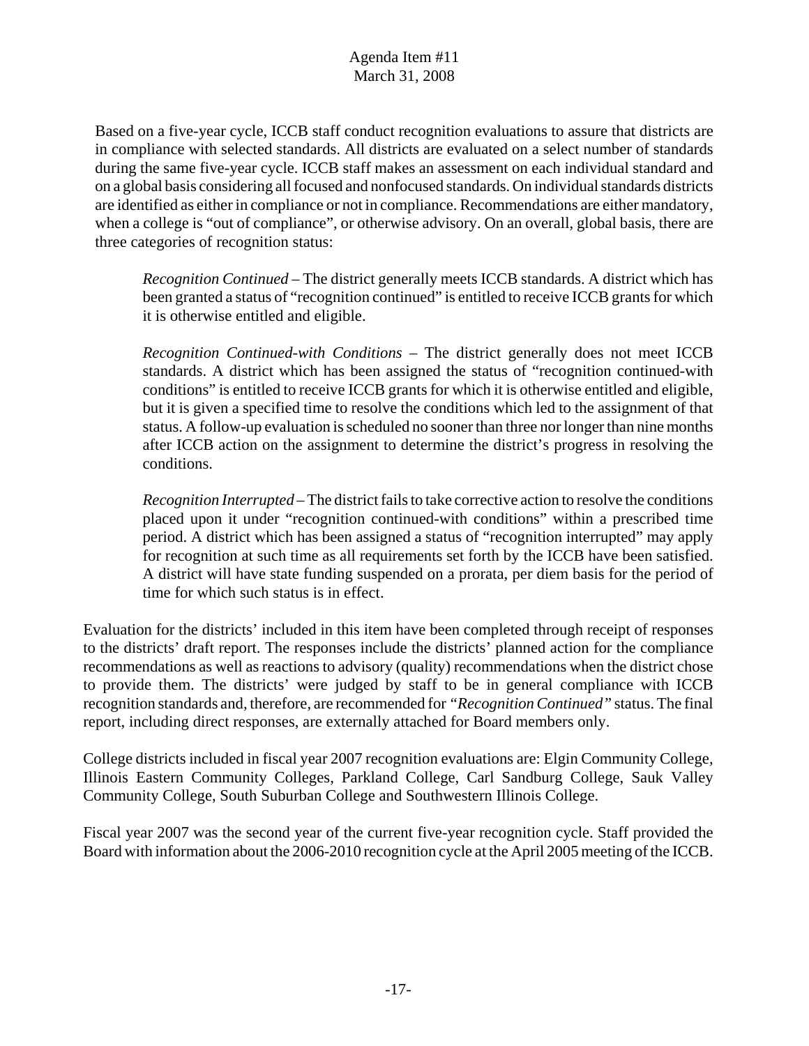Based on a five-year cycle, ICCB staff conduct recognition evaluations to assure that districts are in compliance with selected standards. All districts are evaluated on a select number of standards during the same five-year cycle. ICCB staff makes an assessment on each individual standard and on a global basis considering all focused and nonfocused standards. On individual standards districts are identified as either in compliance or not in compliance. Recommendations are either mandatory, when a college is "out of compliance", or otherwise advisory. On an overall, global basis, there are three categories of recognition status:

> *Recognition Continued* – The district generally meets ICCB standards. A district which has been granted a status of "recognition continued" is entitled to receive ICCB grants for which it is otherwise entitled and eligible.
>
> *Recognition Continued-with Conditions* – The district generally does not meet ICCB standards. A district which has been assigned the status of "recognition continued-with conditions" is entitled to receive ICCB grants for which it is otherwise entitled and eligible, but it is given a specified time to resolve the conditions which led to the assignment of that status. A follow-up evaluation is scheduled no sooner than three nor longer than nine months after ICCB action on the assignment to determine the district's progress in resolving the conditions.
>
> *Recognition Interrupted* – The district fails to take corrective action to resolve the conditions placed upon it under "recognition continued-with conditions" within a prescribed time period. A district which has been assigned a status of "recognition interrupted" may apply for recognition at such time as all requirements set forth by the ICCB have been satisfied. A district will have state funding suspended on a prorata, per diem basis for the period of time for which such status is in effect.

Evaluation for the districts' included in this item have been completed through receipt of responses to the districts' draft report. The responses include the districts' planned action for the compliance recommendations as well as reactions to advisory (quality) recommendations when the district chose to provide them. The districts' were judged by staff to be in general compliance with ICCB recognition standards and, therefore, are recommended for "*Recognition Continued*" status. The final report, including direct responses, are externally attached for Board members only.

College districts included in fiscal year 2007 recognition evaluations are: Elgin Community College, Illinois Eastern Community Colleges, Parkland College, Carl Sandburg College, Sauk Valley Community College, South Suburban College and Southwestern Illinois College.

Fiscal year 2007 was the second year of the current five-year recognition cycle. Staff provided the Board with information about the 2006-2010 recognition cycle at the April 2005 meeting of the ICCB.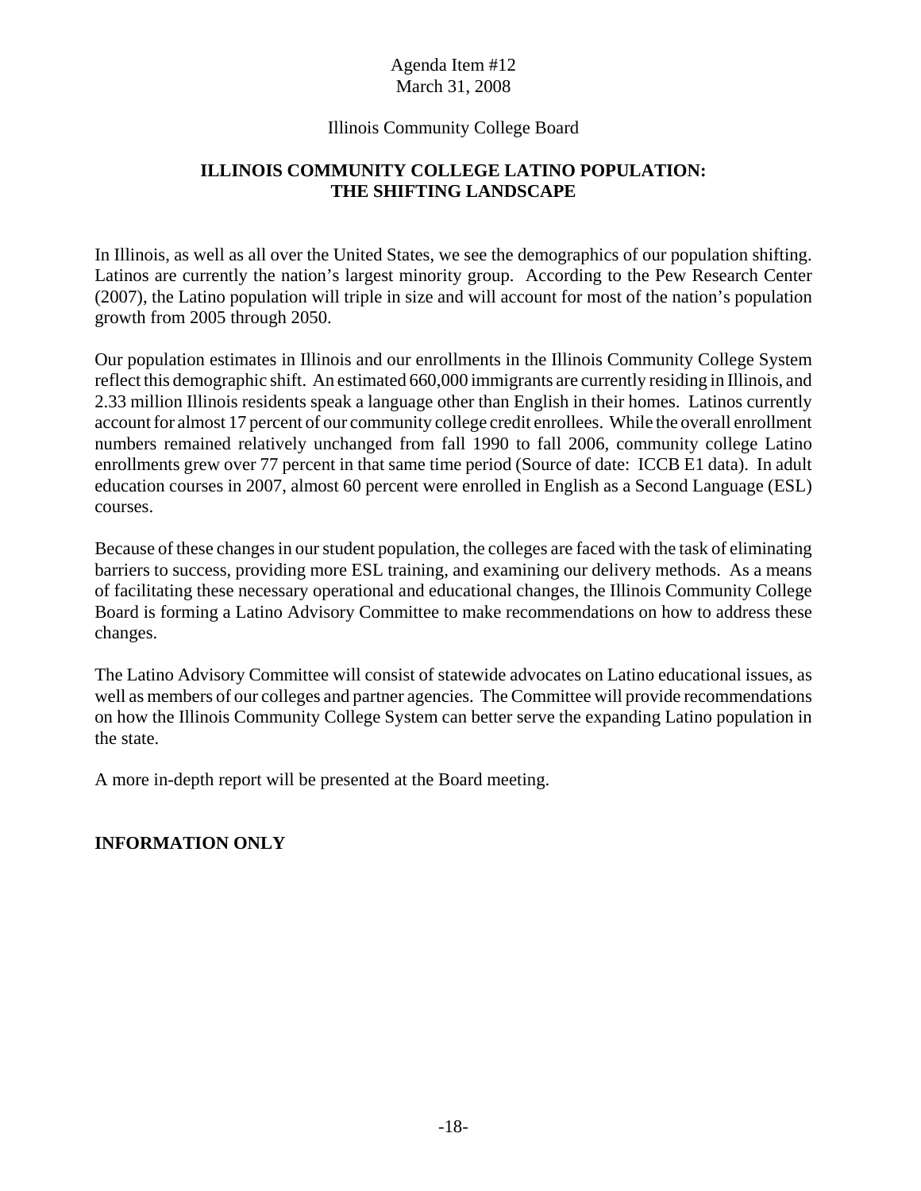Agenda Item #12
March 31, 2008

Illinois Community College Board

# ILLINOIS COMMUNITY COLLEGE LATINO POPULATION: THE SHIFTING LANDSCAPE

In Illinois, as well as all over the United States, we see the demographics of our population shifting. Latinos are currently the nation's largest minority group. According to the Pew Research Center (2007), the Latino population will triple in size and will account for most of the nation's population growth from 2005 through 2050.

Our population estimates in Illinois and our enrollments in the Illinois Community College System reflect this demographic shift. An estimated 660,000 immigrants are currently residing in Illinois, and 2.33 million Illinois residents speak a language other than English in their homes. Latinos currently account for almost 17 percent of our community college credit enrollees. While the overall enrollment numbers remained relatively unchanged from fall 1990 to fall 2006, community college Latino enrollments grew over 77 percent in that same time period (Source of date: ICCB E1 data). In adult education courses in 2007, almost 60 percent were enrolled in English as a Second Language (ESL) courses.

Because of these changes in our student population, the colleges are faced with the task of eliminating barriers to success, providing more ESL training, and examining our delivery methods. As a means of facilitating these necessary operational and educational changes, the Illinois Community College Board is forming a Latino Advisory Committee to make recommendations on how to address these changes.

The Latino Advisory Committee will consist of statewide advocates on Latino educational issues, as well as members of our colleges and partner agencies. The Committee will provide recommendations on how the Illinois Community College System can better serve the expanding Latino population in the state.

A more in-depth report will be presented at the Board meeting.

**INFORMATION ONLY**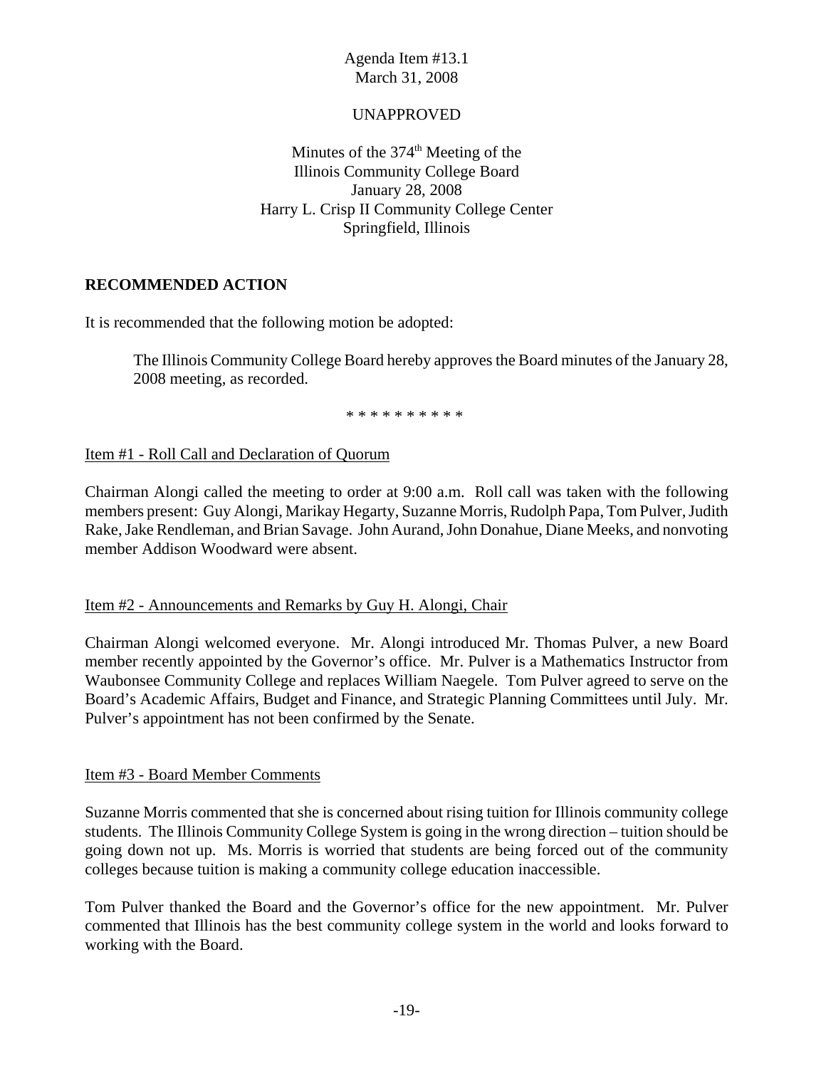Agenda Item #13.1
March 31, 2008

UNAPPROVED

Minutes of the 374th Meeting of the
Illinois Community College Board
January 28, 2008
Harry L. Crisp II Community College Center
Springfield, Illinois

**RECOMMENDED ACTION**

It is recommended that the following motion be adopted:

> The Illinois Community College Board hereby approves the Board minutes of the January 28, 2008 meeting, as recorded.

\* \* \* \* \* \* \* \* \* \*

Item #1 - Roll Call and Declaration of Quorum

Chairman Alongi called the meeting to order at 9:00 a.m. Roll call was taken with the following members present: Guy Alongi, Marikay Hegarty, Suzanne Morris, Rudolph Papa, Tom Pulver, Judith Rake, Jake Rendleman, and Brian Savage. John Aurand, John Donahue, Diane Meeks, and nonvoting member Addison Woodward were absent.

Item #2 - Announcements and Remarks by Guy H. Alongi, Chair

Chairman Alongi welcomed everyone. Mr. Alongi introduced Mr. Thomas Pulver, a new Board member recently appointed by the Governor's office. Mr. Pulver is a Mathematics Instructor from Waubonsee Community College and replaces William Naegele. Tom Pulver agreed to serve on the Board's Academic Affairs, Budget and Finance, and Strategic Planning Committees until July. Mr. Pulver's appointment has not been confirmed by the Senate.

Item #3 - Board Member Comments

Suzanne Morris commented that she is concerned about rising tuition for Illinois community college students. The Illinois Community College System is going in the wrong direction – tuition should be going down not up. Ms. Morris is worried that students are being forced out of the community colleges because tuition is making a community college education inaccessible.

Tom Pulver thanked the Board and the Governor's office for the new appointment. Mr. Pulver commented that Illinois has the best community college system in the world and looks forward to working with the Board.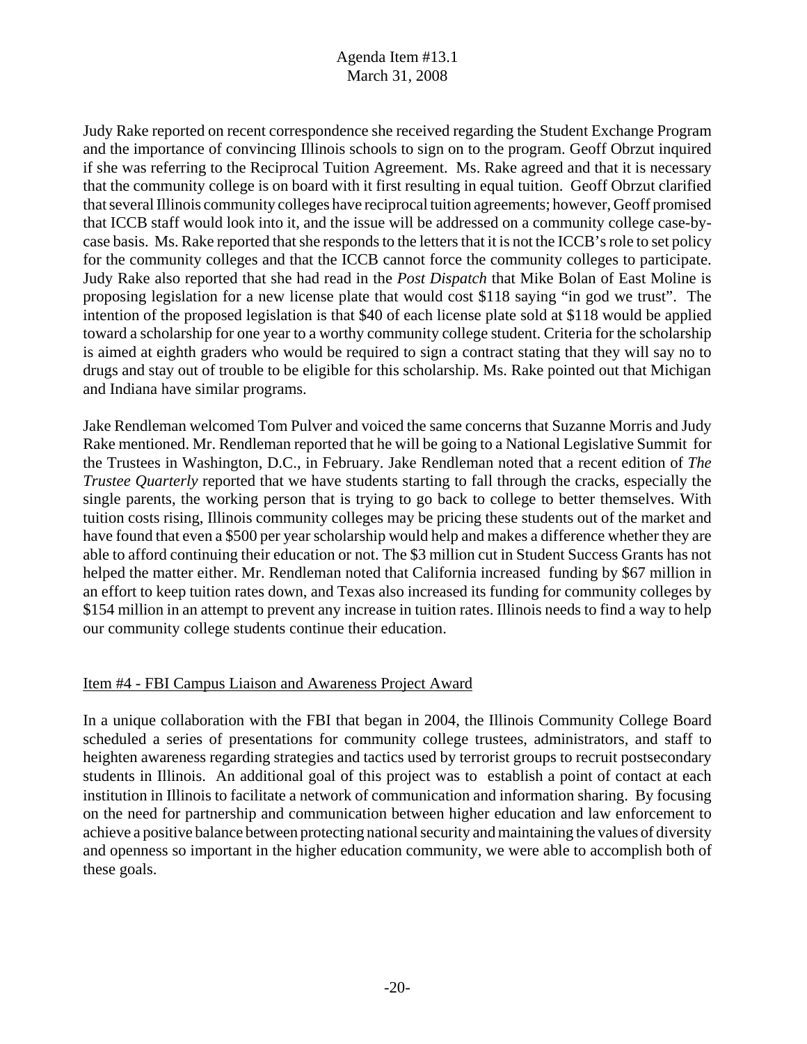Judy Rake reported on recent correspondence she received regarding the Student Exchange Program and the importance of convincing Illinois schools to sign on to the program. Geoff Obrzut inquired if she was referring to the Reciprocal Tuition Agreement. Ms. Rake agreed and that it is necessary that the community college is on board with it first resulting in equal tuition. Geoff Obrzut clarified that several Illinois community colleges have reciprocal tuition agreements; however, Geoff promised that ICCB staff would look into it, and the issue will be addressed on a community college case-by-case basis. Ms. Rake reported that she responds to the letters that it is not the ICCB's role to set policy for the community colleges and that the ICCB cannot force the community colleges to participate. Judy Rake also reported that she had read in the *Post Dispatch* that Mike Bolan of East Moline is proposing legislation for a new license plate that would cost $118 saying "in god we trust". The intention of the proposed legislation is that $40 of each license plate sold at $118 would be applied toward a scholarship for one year to a worthy community college student. Criteria for the scholarship is aimed at eighth graders who would be required to sign a contract stating that they will say no to drugs and stay out of trouble to be eligible for this scholarship. Ms. Rake pointed out that Michigan and Indiana have similar programs.

Jake Rendleman welcomed Tom Pulver and voiced the same concerns that Suzanne Morris and Judy Rake mentioned. Mr. Rendleman reported that he will be going to a National Legislative Summit for the Trustees in Washington, D.C., in February. Jake Rendleman noted that a recent edition of *The Trustee Quarterly* reported that we have students starting to fall through the cracks, especially the single parents, the working person that is trying to go back to college to better themselves. With tuition costs rising, Illinois community colleges may be pricing these students out of the market and have found that even a $500 per year scholarship would help and makes a difference whether they are able to afford continuing their education or not. The $3 million cut in Student Success Grants has not helped the matter either. Mr. Rendleman noted that California increased funding by $67 million in an effort to keep tuition rates down, and Texas also increased its funding for community colleges by $154 million in an attempt to prevent any increase in tuition rates. Illinois needs to find a way to help our community college students continue their education.

Item #4 - FBI Campus Liaison and Awareness Project Award

In a unique collaboration with the FBI that began in 2004, the Illinois Community College Board scheduled a series of presentations for community college trustees, administrators, and staff to heighten awareness regarding strategies and tactics used by terrorist groups to recruit postsecondary students in Illinois. An additional goal of this project was to establish a point of contact at each institution in Illinois to facilitate a network of communication and information sharing. By focusing on the need for partnership and communication between higher education and law enforcement to achieve a positive balance between protecting national security and maintaining the values of diversity and openness so important in the higher education community, we were able to accomplish both of these goals.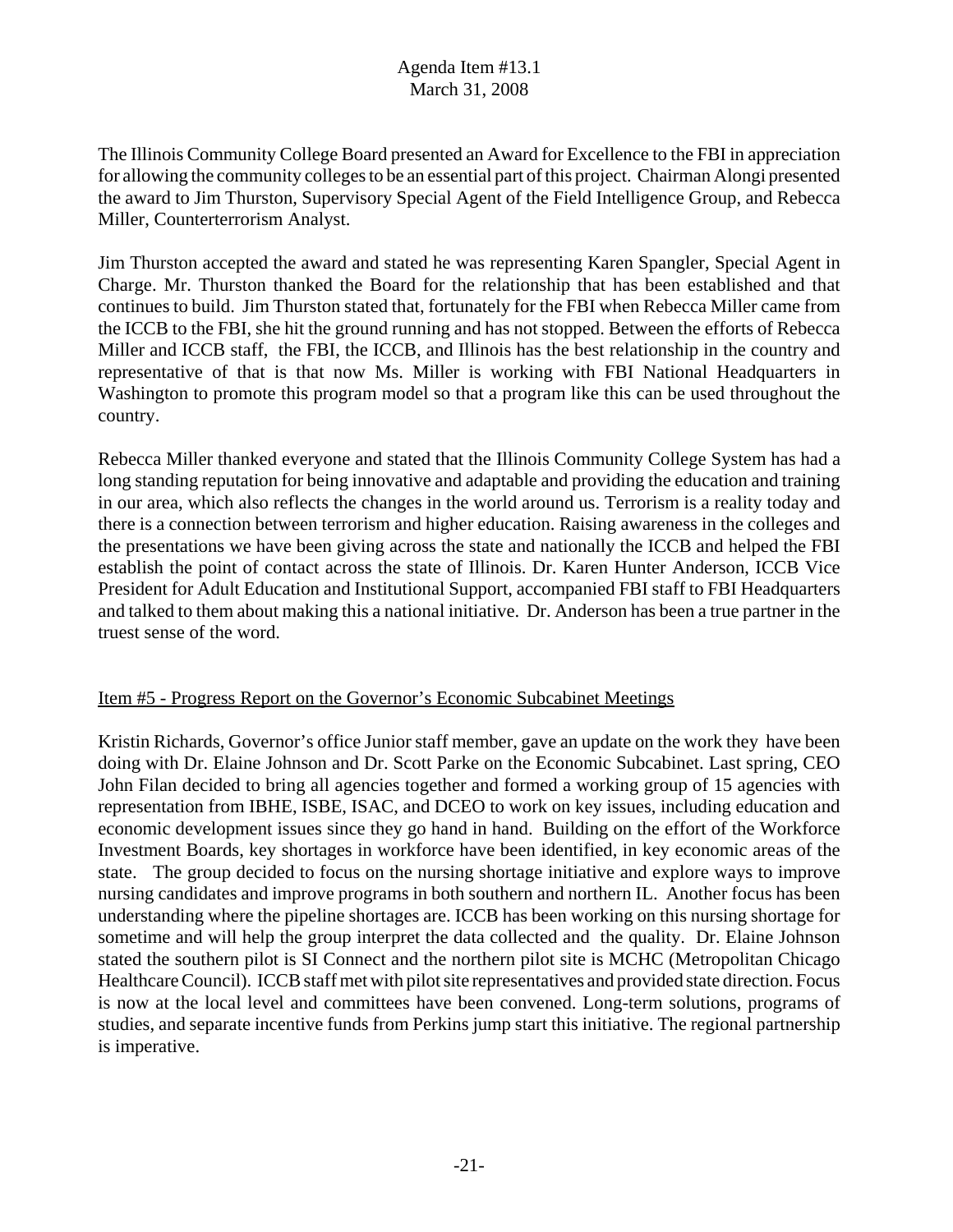The Illinois Community College Board presented an Award for Excellence to the FBI in appreciation for allowing the community colleges to be an essential part of this project. Chairman Alongi presented the award to Jim Thurston, Supervisory Special Agent of the Field Intelligence Group, and Rebecca Miller, Counterterrorism Analyst.

Jim Thurston accepted the award and stated he was representing Karen Spangler, Special Agent in Charge. Mr. Thurston thanked the Board for the relationship that has been established and that continues to build. Jim Thurston stated that, fortunately for the FBI when Rebecca Miller came from the ICCB to the FBI, she hit the ground running and has not stopped. Between the efforts of Rebecca Miller and ICCB staff, the FBI, the ICCB, and Illinois has the best relationship in the country and representative of that is that now Ms. Miller is working with FBI National Headquarters in Washington to promote this program model so that a program like this can be used throughout the country.

Rebecca Miller thanked everyone and stated that the Illinois Community College System has had a long standing reputation for being innovative and adaptable and providing the education and training in our area, which also reflects the changes in the world around us. Terrorism is a reality today and there is a connection between terrorism and higher education. Raising awareness in the colleges and the presentations we have been giving across the state and nationally the ICCB and helped the FBI establish the point of contact across the state of Illinois. Dr. Karen Hunter Anderson, ICCB Vice President for Adult Education and Institutional Support, accompanied FBI staff to FBI Headquarters and talked to them about making this a national initiative. Dr. Anderson has been a true partner in the truest sense of the word.

Item #5 - Progress Report on the Governor's Economic Subcabinet Meetings

Kristin Richards, Governor's office Junior staff member, gave an update on the work they have been doing with Dr. Elaine Johnson and Dr. Scott Parke on the Economic Subcabinet. Last spring, CEO John Filan decided to bring all agencies together and formed a working group of 15 agencies with representation from IBHE, ISBE, ISAC, and DCEO to work on key issues, including education and economic development issues since they go hand in hand. Building on the effort of the Workforce Investment Boards, key shortages in workforce have been identified, in key economic areas of the state. The group decided to focus on the nursing shortage initiative and explore ways to improve nursing candidates and improve programs in both southern and northern IL. Another focus has been understanding where the pipeline shortages are. ICCB has been working on this nursing shortage for sometime and will help the group interpret the data collected and the quality. Dr. Elaine Johnson stated the southern pilot is SI Connect and the northern pilot site is MCHC (Metropolitan Chicago Healthcare Council). ICCB staff met with pilot site representatives and provided state direction. Focus is now at the local level and committees have been convened. Long-term solutions, programs of studies, and separate incentive funds from Perkins jump start this initiative. The regional partnership is imperative.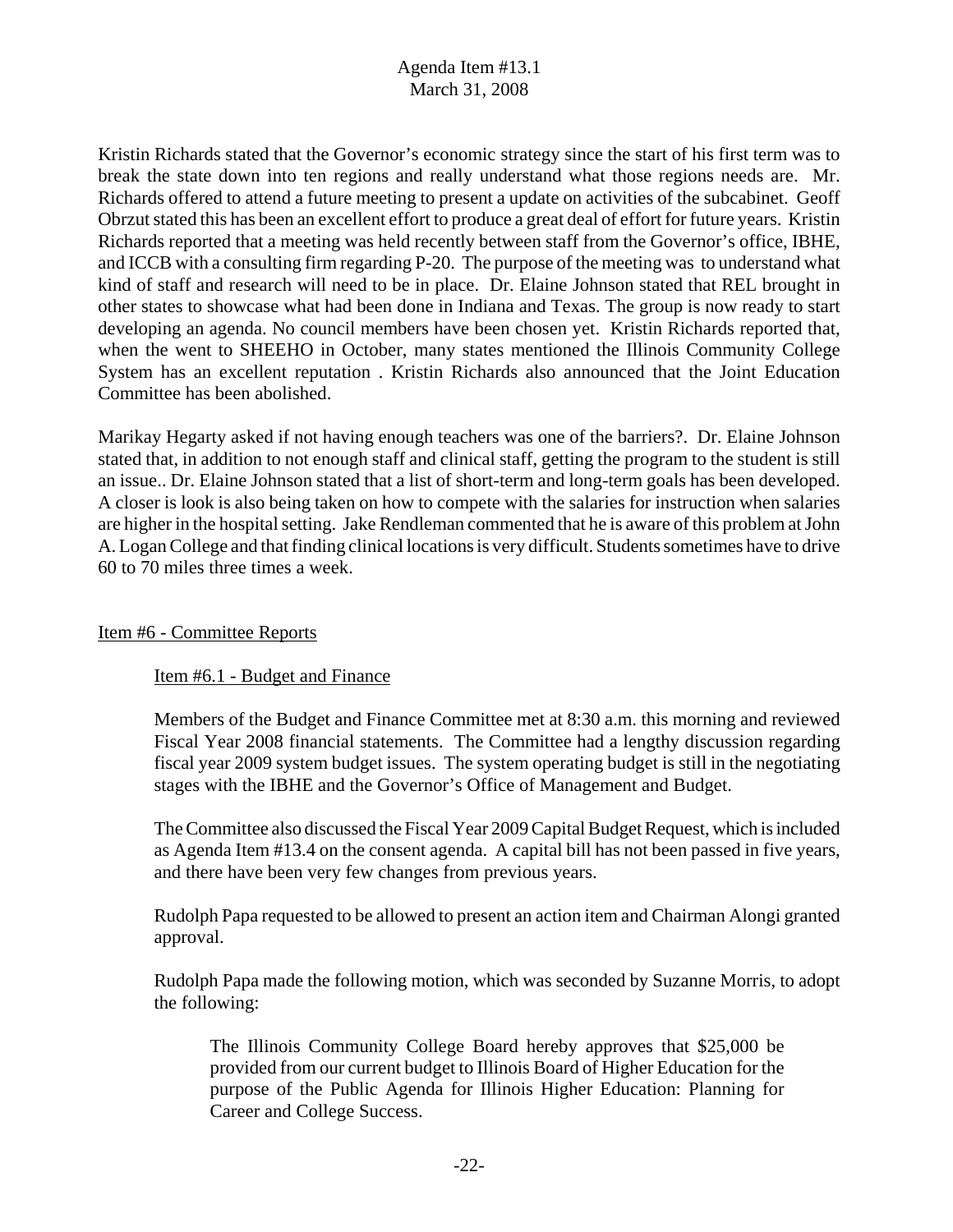Kristin Richards stated that the Governor's economic strategy since the start of his first term was to break the state down into ten regions and really understand what those regions needs are. Mr. Richards offered to attend a future meeting to present a update on activities of the subcabinet. Geoff Obrzut stated this has been an excellent effort to produce a great deal of effort for future years. Kristin Richards reported that a meeting was held recently between staff from the Governor's office, IBHE, and ICCB with a consulting firm regarding P-20. The purpose of the meeting was to understand what kind of staff and research will need to be in place. Dr. Elaine Johnson stated that REL brought in other states to showcase what had been done in Indiana and Texas. The group is now ready to start developing an agenda. No council members have been chosen yet. Kristin Richards reported that, when the went to SHEEHO in October, many states mentioned the Illinois Community College System has an excellent reputation . Kristin Richards also announced that the Joint Education Committee has been abolished.

Marikay Hegarty asked if not having enough teachers was one of the barriers?. Dr. Elaine Johnson stated that, in addition to not enough staff and clinical staff, getting the program to the student is still an issue.. Dr. Elaine Johnson stated that a list of short-term and long-term goals has been developed. A closer is look is also being taken on how to compete with the salaries for instruction when salaries are higher in the hospital setting. Jake Rendleman commented that he is aware of this problem at John A. Logan College and that finding clinical locations is very difficult. Students sometimes have to drive 60 to 70 miles three times a week.

Item #6 - Committee Reports

Item #6.1 - Budget and Finance

Members of the Budget and Finance Committee met at 8:30 a.m. this morning and reviewed Fiscal Year 2008 financial statements. The Committee had a lengthy discussion regarding fiscal year 2009 system budget issues. The system operating budget is still in the negotiating stages with the IBHE and the Governor's Office of Management and Budget.

The Committee also discussed the Fiscal Year 2009 Capital Budget Request, which is included as Agenda Item #13.4 on the consent agenda. A capital bill has not been passed in five years, and there have been very few changes from previous years.

Rudolph Papa requested to be allowed to present an action item and Chairman Alongi granted approval.

Rudolph Papa made the following motion, which was seconded by Suzanne Morris, to adopt the following:

> The Illinois Community College Board hereby approves that $25,000 be provided from our current budget to Illinois Board of Higher Education for the purpose of the Public Agenda for Illinois Higher Education: Planning for Career and College Success.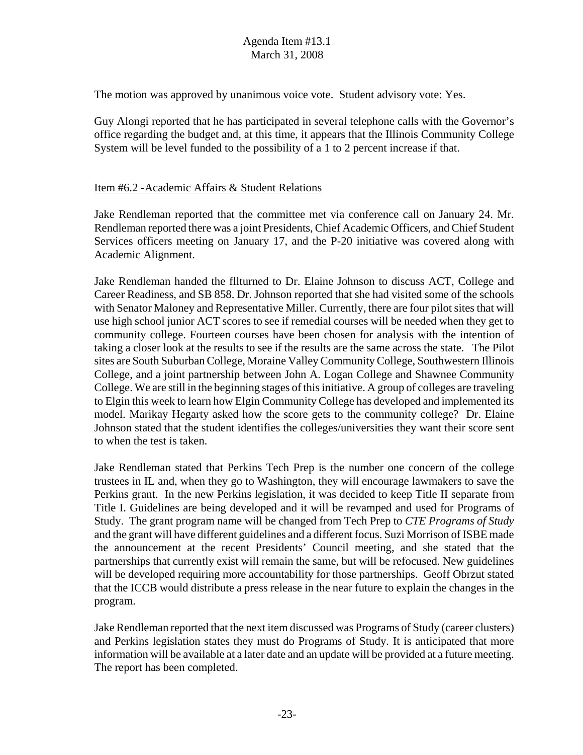The motion was approved by unanimous voice vote. Student advisory vote: Yes.

Guy Alongi reported that he has participated in several telephone calls with the Governor's office regarding the budget and, at this time, it appears that the Illinois Community College System will be level funded to the possibility of a 1 to 2 percent increase if that.

Item #6.2 -Academic Affairs & Student Relations

Jake Rendleman reported that the committee met via conference call on January 24. Mr. Rendleman reported there was a joint Presidents, Chief Academic Officers, and Chief Student Services officers meeting on January 17, and the P-20 initiative was covered along with Academic Alignment.

Jake Rendleman handed the fllturned to Dr. Elaine Johnson to discuss ACT, College and Career Readiness, and SB 858. Dr. Johnson reported that she had visited some of the schools with Senator Maloney and Representative Miller. Currently, there are four pilot sites that will use high school junior ACT scores to see if remedial courses will be needed when they get to community college. Fourteen courses have been chosen for analysis with the intention of taking a closer look at the results to see if the results are the same across the state. The Pilot sites are South Suburban College, Moraine Valley Community College, Southwestern Illinois College, and a joint partnership between John A. Logan College and Shawnee Community College. We are still in the beginning stages of this initiative. A group of colleges are traveling to Elgin this week to learn how Elgin Community College has developed and implemented its model. Marikay Hegarty asked how the score gets to the community college? Dr. Elaine Johnson stated that the student identifies the colleges/universities they want their score sent to when the test is taken.

Jake Rendleman stated that Perkins Tech Prep is the number one concern of the college trustees in IL and, when they go to Washington, they will encourage lawmakers to save the Perkins grant. In the new Perkins legislation, it was decided to keep Title II separate from Title I. Guidelines are being developed and it will be revamped and used for Programs of Study. The grant program name will be changed from Tech Prep to *CTE Programs of Study* and the grant will have different guidelines and a different focus. Suzi Morrison of ISBE made the announcement at the recent Presidents' Council meeting, and she stated that the partnerships that currently exist will remain the same, but will be refocused. New guidelines will be developed requiring more accountability for those partnerships. Geoff Obrzut stated that the ICCB would distribute a press release in the near future to explain the changes in the program.

Jake Rendleman reported that the next item discussed was Programs of Study (career clusters) and Perkins legislation states they must do Programs of Study. It is anticipated that more information will be available at a later date and an update will be provided at a future meeting. The report has been completed.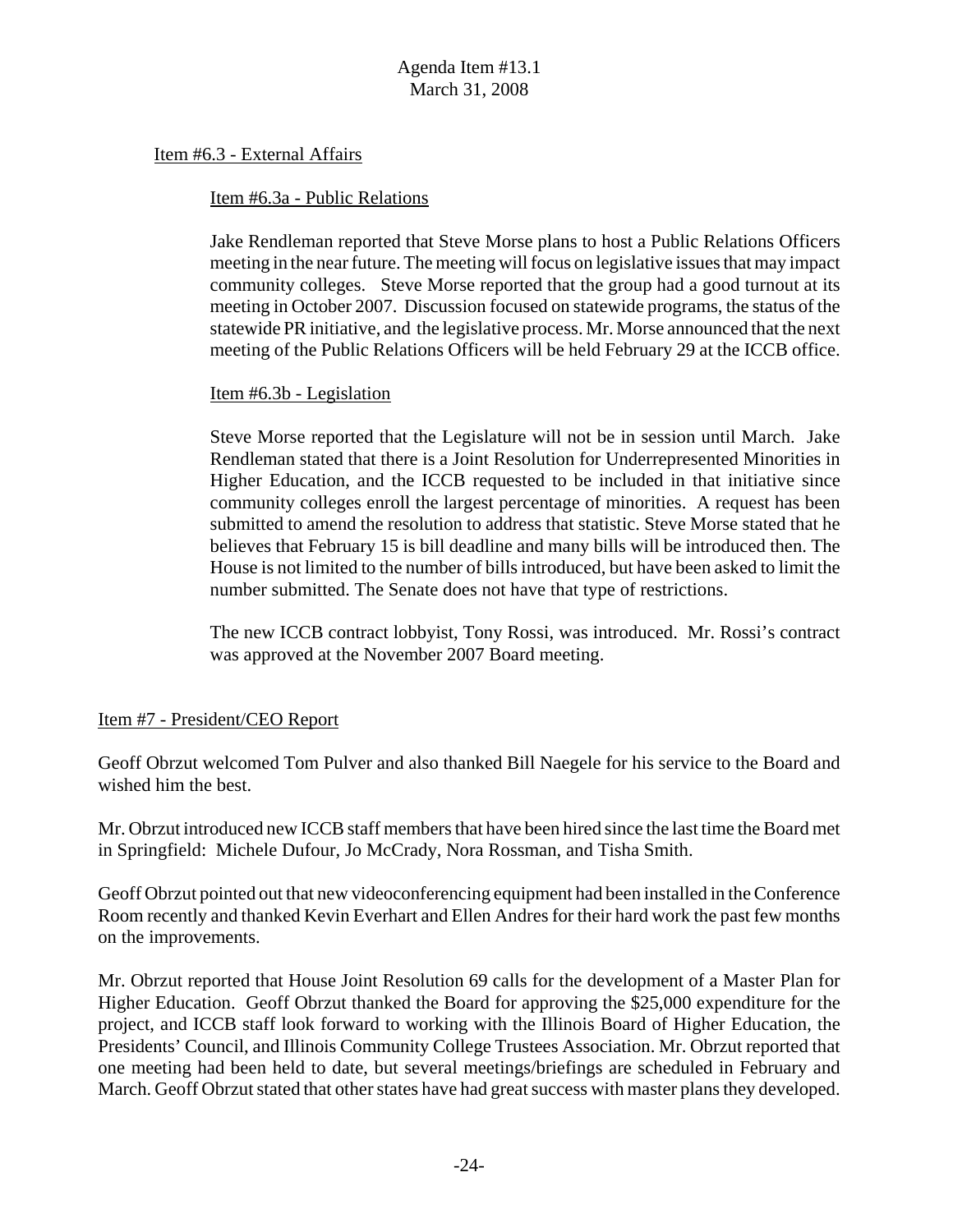Item #6.3 - External Affairs

Item #6.3a - Public Relations

Jake Rendleman reported that Steve Morse plans to host a Public Relations Officers meeting in the near future. The meeting will focus on legislative issues that may impact community colleges. Steve Morse reported that the group had a good turnout at its meeting in October 2007. Discussion focused on statewide programs, the status of the statewide PR initiative, and the legislative process. Mr. Morse announced that the next meeting of the Public Relations Officers will be held February 29 at the ICCB office.

Item #6.3b - Legislation

Steve Morse reported that the Legislature will not be in session until March. Jake Rendleman stated that there is a Joint Resolution for Underrepresented Minorities in Higher Education, and the ICCB requested to be included in that initiative since community colleges enroll the largest percentage of minorities. A request has been submitted to amend the resolution to address that statistic. Steve Morse stated that he believes that February 15 is bill deadline and many bills will be introduced then. The House is not limited to the number of bills introduced, but have been asked to limit the number submitted. The Senate does not have that type of restrictions.

The new ICCB contract lobbyist, Tony Rossi, was introduced. Mr. Rossi's contract was approved at the November 2007 Board meeting.

Item #7 - President/CEO Report

Geoff Obrzut welcomed Tom Pulver and also thanked Bill Naegele for his service to the Board and wished him the best.

Mr. Obrzut introduced new ICCB staff members that have been hired since the last time the Board met in Springfield: Michele Dufour, Jo McCrady, Nora Rossman, and Tisha Smith.

Geoff Obrzut pointed out that new videoconferencing equipment had been installed in the Conference Room recently and thanked Kevin Everhart and Ellen Andres for their hard work the past few months on the improvements.

Mr. Obrzut reported that House Joint Resolution 69 calls for the development of a Master Plan for Higher Education. Geoff Obrzut thanked the Board for approving the $25,000 expenditure for the project, and ICCB staff look forward to working with the Illinois Board of Higher Education, the Presidents' Council, and Illinois Community College Trustees Association. Mr. Obrzut reported that one meeting had been held to date, but several meetings/briefings are scheduled in February and March. Geoff Obrzut stated that other states have had great success with master plans they developed.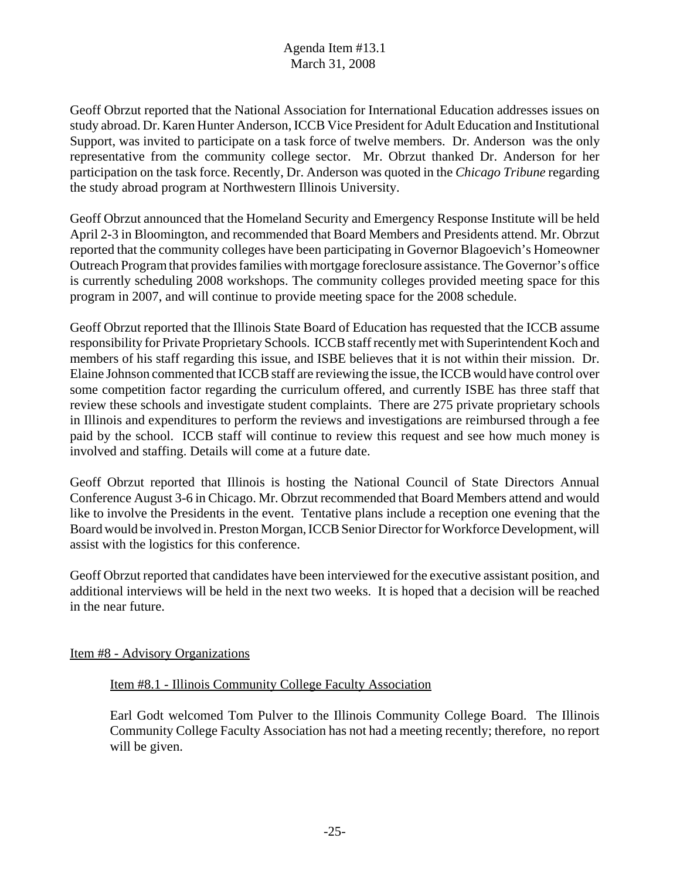Geoff Obrzut reported that the National Association for International Education addresses issues on study abroad. Dr. Karen Hunter Anderson, ICCB Vice President for Adult Education and Institutional Support, was invited to participate on a task force of twelve members. Dr. Anderson was the only representative from the community college sector. Mr. Obrzut thanked Dr. Anderson for her participation on the task force. Recently, Dr. Anderson was quoted in the *Chicago Tribune* regarding the study abroad program at Northwestern Illinois University.

Geoff Obrzut announced that the Homeland Security and Emergency Response Institute will be held April 2-3 in Bloomington, and recommended that Board Members and Presidents attend. Mr. Obrzut reported that the community colleges have been participating in Governor Blagoevich's Homeowner Outreach Program that provides families with mortgage foreclosure assistance. The Governor's office is currently scheduling 2008 workshops. The community colleges provided meeting space for this program in 2007, and will continue to provide meeting space for the 2008 schedule.

Geoff Obrzut reported that the Illinois State Board of Education has requested that the ICCB assume responsibility for Private Proprietary Schools. ICCB staff recently met with Superintendent Koch and members of his staff regarding this issue, and ISBE believes that it is not within their mission. Dr. Elaine Johnson commented that ICCB staff are reviewing the issue, the ICCB would have control over some competition factor regarding the curriculum offered, and currently ISBE has three staff that review these schools and investigate student complaints. There are 275 private proprietary schools in Illinois and expenditures to perform the reviews and investigations are reimbursed through a fee paid by the school. ICCB staff will continue to review this request and see how much money is involved and staffing. Details will come at a future date.

Geoff Obrzut reported that Illinois is hosting the National Council of State Directors Annual Conference August 3-6 in Chicago. Mr. Obrzut recommended that Board Members attend and would like to involve the Presidents in the event. Tentative plans include a reception one evening that the Board would be involved in. Preston Morgan, ICCB Senior Director for Workforce Development, will assist with the logistics for this conference.

Geoff Obrzut reported that candidates have been interviewed for the executive assistant position, and additional interviews will be held in the next two weeks. It is hoped that a decision will be reached in the near future.

Item #8 - Advisory Organizations

Item #8.1 - Illinois Community College Faculty Association

Earl Godt welcomed Tom Pulver to the Illinois Community College Board. The Illinois Community College Faculty Association has not had a meeting recently; therefore, no report will be given.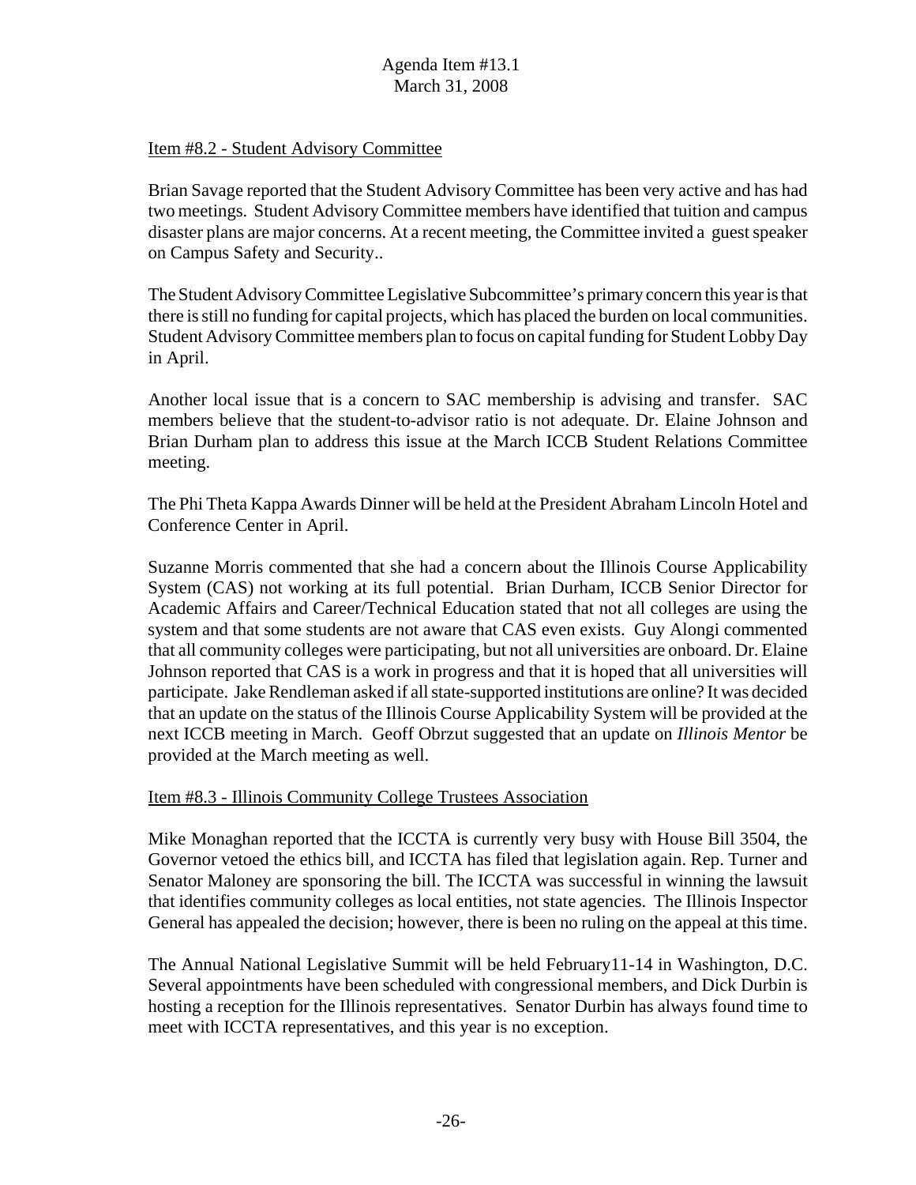Item #8.2 - Student Advisory Committee

Brian Savage reported that the Student Advisory Committee has been very active and has had two meetings. Student Advisory Committee members have identified that tuition and campus disaster plans are major concerns. At a recent meeting, the Committee invited a guest speaker on Campus Safety and Security..

The Student Advisory Committee Legislative Subcommittee's primary concern this year is that there is still no funding for capital projects, which has placed the burden on local communities. Student Advisory Committee members plan to focus on capital funding for Student Lobby Day in April.

Another local issue that is a concern to SAC membership is advising and transfer. SAC members believe that the student-to-advisor ratio is not adequate. Dr. Elaine Johnson and Brian Durham plan to address this issue at the March ICCB Student Relations Committee meeting.

The Phi Theta Kappa Awards Dinner will be held at the President Abraham Lincoln Hotel and Conference Center in April.

Suzanne Morris commented that she had a concern about the Illinois Course Applicability System (CAS) not working at its full potential. Brian Durham, ICCB Senior Director for Academic Affairs and Career/Technical Education stated that not all colleges are using the system and that some students are not aware that CAS even exists. Guy Alongi commented that all community colleges were participating, but not all universities are onboard. Dr. Elaine Johnson reported that CAS is a work in progress and that it is hoped that all universities will participate. Jake Rendleman asked if all state-supported institutions are online? It was decided that an update on the status of the Illinois Course Applicability System will be provided at the next ICCB meeting in March. Geoff Obrzut suggested that an update on *Illinois Mentor* be provided at the March meeting as well.

Item #8.3 - Illinois Community College Trustees Association

Mike Monaghan reported that the ICCTA is currently very busy with House Bill 3504, the Governor vetoed the ethics bill, and ICCTA has filed that legislation again. Rep. Turner and Senator Maloney are sponsoring the bill. The ICCTA was successful in winning the lawsuit that identifies community colleges as local entities, not state agencies. The Illinois Inspector General has appealed the decision; however, there is been no ruling on the appeal at this time.

The Annual National Legislative Summit will be held February11-14 in Washington, D.C. Several appointments have been scheduled with congressional members, and Dick Durbin is hosting a reception for the Illinois representatives. Senator Durbin has always found time to meet with ICCTA representatives, and this year is no exception.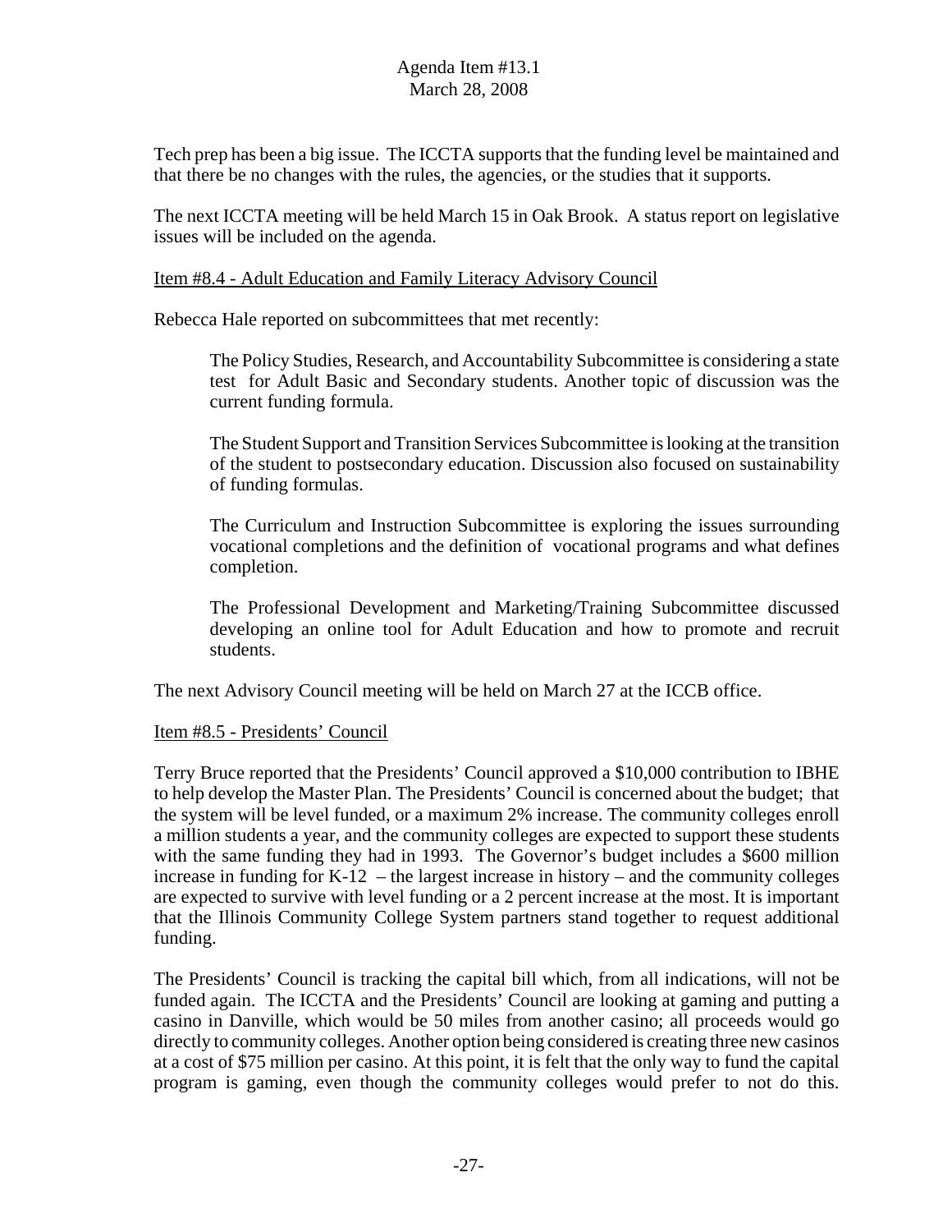Tech prep has been a big issue. The ICCTA supports that the funding level be maintained and that there be no changes with the rules, the agencies, or the studies that it supports.

The next ICCTA meeting will be held March 15 in Oak Brook. A status report on legislative issues will be included on the agenda.

Item #8.4 - Adult Education and Family Literacy Advisory Council

Rebecca Hale reported on subcommittees that met recently:

> The Policy Studies, Research, and Accountability Subcommittee is considering a state test for Adult Basic and Secondary students. Another topic of discussion was the current funding formula.
>
> The Student Support and Transition Services Subcommittee is looking at the transition of the student to postsecondary education. Discussion also focused on sustainability of funding formulas.
>
> The Curriculum and Instruction Subcommittee is exploring the issues surrounding vocational completions and the definition of vocational programs and what defines completion.
>
> The Professional Development and Marketing/Training Subcommittee discussed developing an online tool for Adult Education and how to promote and recruit students.

The next Advisory Council meeting will be held on March 27 at the ICCB office.

Item #8.5 - Presidents' Council

Terry Bruce reported that the Presidents' Council approved a $10,000 contribution to IBHE to help develop the Master Plan. The Presidents' Council is concerned about the budget; that the system will be level funded, or a maximum 2% increase. The community colleges enroll a million students a year, and the community colleges are expected to support these students with the same funding they had in 1993. The Governor's budget includes a $600 million increase in funding for K-12 – the largest increase in history – and the community colleges are expected to survive with level funding or a 2 percent increase at the most. It is important that the Illinois Community College System partners stand together to request additional funding.

The Presidents' Council is tracking the capital bill which, from all indications, will not be funded again. The ICCTA and the Presidents' Council are looking at gaming and putting a casino in Danville, which would be 50 miles from another casino; all proceeds would go directly to community colleges. Another option being considered is creating three new casinos at a cost of $75 million per casino. At this point, it is felt that the only way to fund the capital program is gaming, even though the community colleges would prefer to not do this.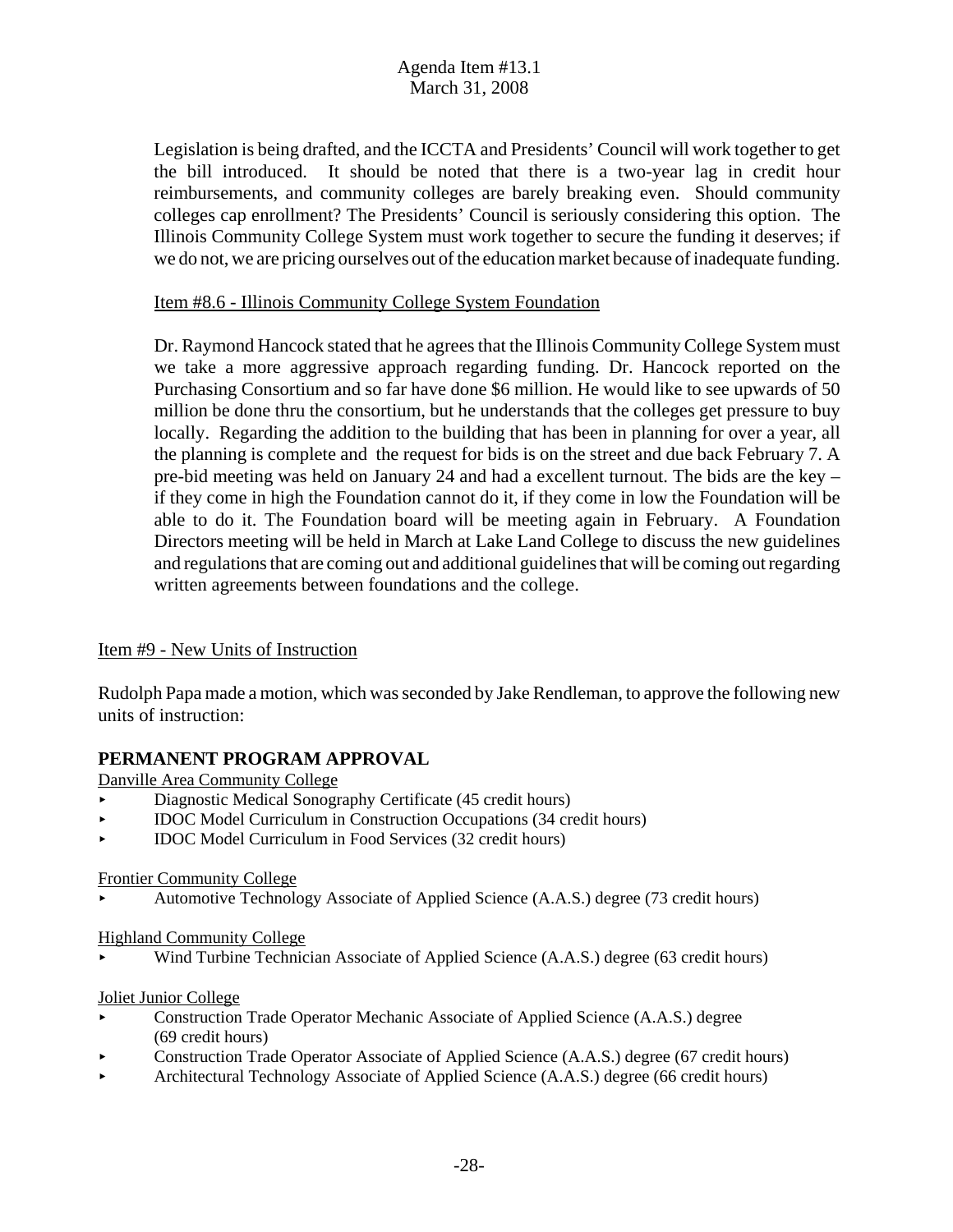Legislation is being drafted, and the ICCTA and Presidents' Council will work together to get the bill introduced. It should be noted that there is a two-year lag in credit hour reimbursements, and community colleges are barely breaking even. Should community colleges cap enrollment? The Presidents' Council is seriously considering this option. The Illinois Community College System must work together to secure the funding it deserves; if we do not, we are pricing ourselves out of the education market because of inadequate funding.

Item #8.6 - Illinois Community College System Foundation

Dr. Raymond Hancock stated that he agrees that the Illinois Community College System must we take a more aggressive approach regarding funding. Dr. Hancock reported on the Purchasing Consortium and so far have done $6 million. He would like to see upwards of 50 million be done thru the consortium, but he understands that the colleges get pressure to buy locally. Regarding the addition to the building that has been in planning for over a year, all the planning is complete and the request for bids is on the street and due back February 7. A pre-bid meeting was held on January 24 and had a excellent turnout. The bids are the key – if they come in high the Foundation cannot do it, if they come in low the Foundation will be able to do it. The Foundation board will be meeting again in February. A Foundation Directors meeting will be held in March at Lake Land College to discuss the new guidelines and regulations that are coming out and additional guidelines that will be coming out regarding written agreements between foundations and the college.

Item #9 - New Units of Instruction

Rudolph Papa made a motion, which was seconded by Jake Rendleman, to approve the following new units of instruction:

**PERMANENT PROGRAM APPROVAL**

Danville Area Community College

- Diagnostic Medical Sonography Certificate (45 credit hours)
- IDOC Model Curriculum in Construction Occupations (34 credit hours)
- IDOC Model Curriculum in Food Services (32 credit hours)

Frontier Community College

- Automotive Technology Associate of Applied Science (A.A.S.) degree (73 credit hours)

Highland Community College

- Wind Turbine Technician Associate of Applied Science (A.A.S.) degree (63 credit hours)

Joliet Junior College

- Construction Trade Operator Mechanic Associate of Applied Science (A.A.S.) degree (69 credit hours)
- Construction Trade Operator Associate of Applied Science (A.A.S.) degree (67 credit hours)
- Architectural Technology Associate of Applied Science (A.A.S.) degree (66 credit hours)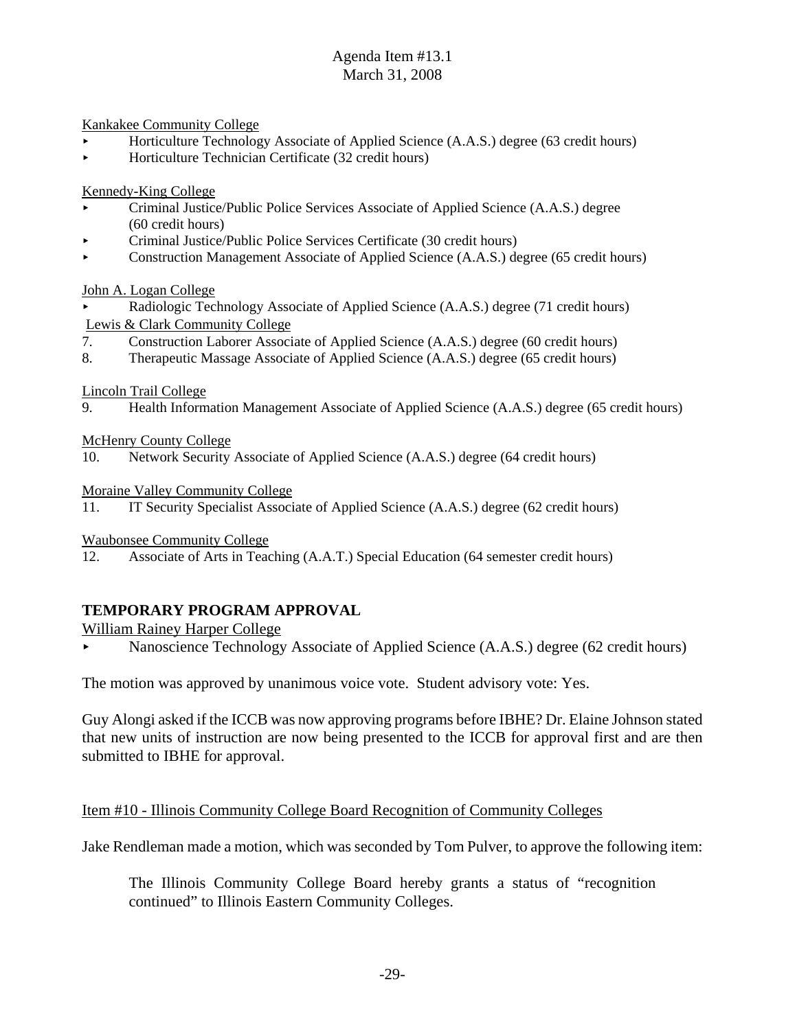Agenda Item #13.1
March 31, 2008

Kankakee Community College

- Horticulture Technology Associate of Applied Science (A.A.S.) degree (63 credit hours)
- Horticulture Technician Certificate (32 credit hours)

Kennedy-King College

- Criminal Justice/Public Police Services Associate of Applied Science (A.A.S.) degree (60 credit hours)
- Criminal Justice/Public Police Services Certificate (30 credit hours)
- Construction Management Associate of Applied Science (A.A.S.) degree (65 credit hours)

John A. Logan College

- Radiologic Technology Associate of Applied Science (A.A.S.) degree (71 credit hours)

Lewis & Clark Community College

7. Construction Laborer Associate of Applied Science (A.A.S.) degree (60 credit hours)
8. Therapeutic Massage Associate of Applied Science (A.A.S.) degree (65 credit hours)

Lincoln Trail College

9. Health Information Management Associate of Applied Science (A.A.S.) degree (65 credit hours)

McHenry County College

10. Network Security Associate of Applied Science (A.A.S.) degree (64 credit hours)

Moraine Valley Community College

11. IT Security Specialist Associate of Applied Science (A.A.S.) degree (62 credit hours)

Waubonsee Community College

12. Associate of Arts in Teaching (A.A.T.) Special Education (64 semester credit hours)

**TEMPORARY PROGRAM APPROVAL**

William Rainey Harper College

- Nanoscience Technology Associate of Applied Science (A.A.S.) degree (62 credit hours)

The motion was approved by unanimous voice vote. Student advisory vote: Yes.

Guy Alongi asked if the ICCB was now approving programs before IBHE? Dr. Elaine Johnson stated that new units of instruction are now being presented to the ICCB for approval first and are then submitted to IBHE for approval.

Item #10 - Illinois Community College Board Recognition of Community Colleges

Jake Rendleman made a motion, which was seconded by Tom Pulver, to approve the following item:

> The Illinois Community College Board hereby grants a status of "recognition continued" to Illinois Eastern Community Colleges.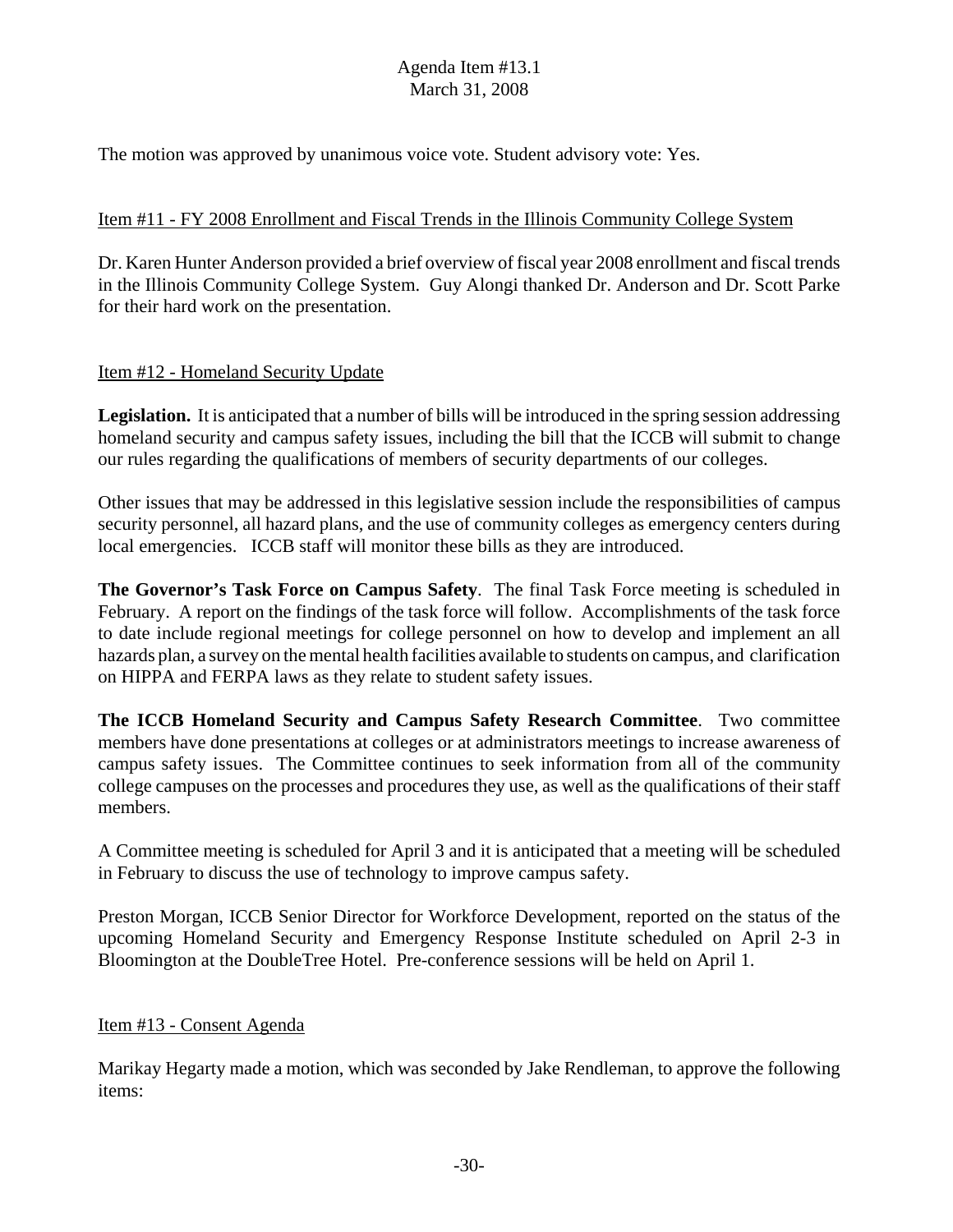The motion was approved by unanimous voice vote. Student advisory vote: Yes.

Item #11 - FY 2008 Enrollment and Fiscal Trends in the Illinois Community College System

Dr. Karen Hunter Anderson provided a brief overview of fiscal year 2008 enrollment and fiscal trends in the Illinois Community College System. Guy Alongi thanked Dr. Anderson and Dr. Scott Parke for their hard work on the presentation.

Item #12 - Homeland Security Update

**Legislation.** It is anticipated that a number of bills will be introduced in the spring session addressing homeland security and campus safety issues, including the bill that the ICCB will submit to change our rules regarding the qualifications of members of security departments of our colleges.

Other issues that may be addressed in this legislative session include the responsibilities of campus security personnel, all hazard plans, and the use of community colleges as emergency centers during local emergencies. ICCB staff will monitor these bills as they are introduced.

**The Governor's Task Force on Campus Safety**. The final Task Force meeting is scheduled in February. A report on the findings of the task force will follow. Accomplishments of the task force to date include regional meetings for college personnel on how to develop and implement an all hazards plan, a survey on the mental health facilities available to students on campus, and clarification on HIPPA and FERPA laws as they relate to student safety issues.

**The ICCB Homeland Security and Campus Safety Research Committee**. Two committee members have done presentations at colleges or at administrators meetings to increase awareness of campus safety issues. The Committee continues to seek information from all of the community college campuses on the processes and procedures they use, as well as the qualifications of their staff members.

A Committee meeting is scheduled for April 3 and it is anticipated that a meeting will be scheduled in February to discuss the use of technology to improve campus safety.

Preston Morgan, ICCB Senior Director for Workforce Development, reported on the status of the upcoming Homeland Security and Emergency Response Institute scheduled on April 2-3 in Bloomington at the DoubleTree Hotel. Pre-conference sessions will be held on April 1.

Item #13 - Consent Agenda

Marikay Hegarty made a motion, which was seconded by Jake Rendleman, to approve the following items: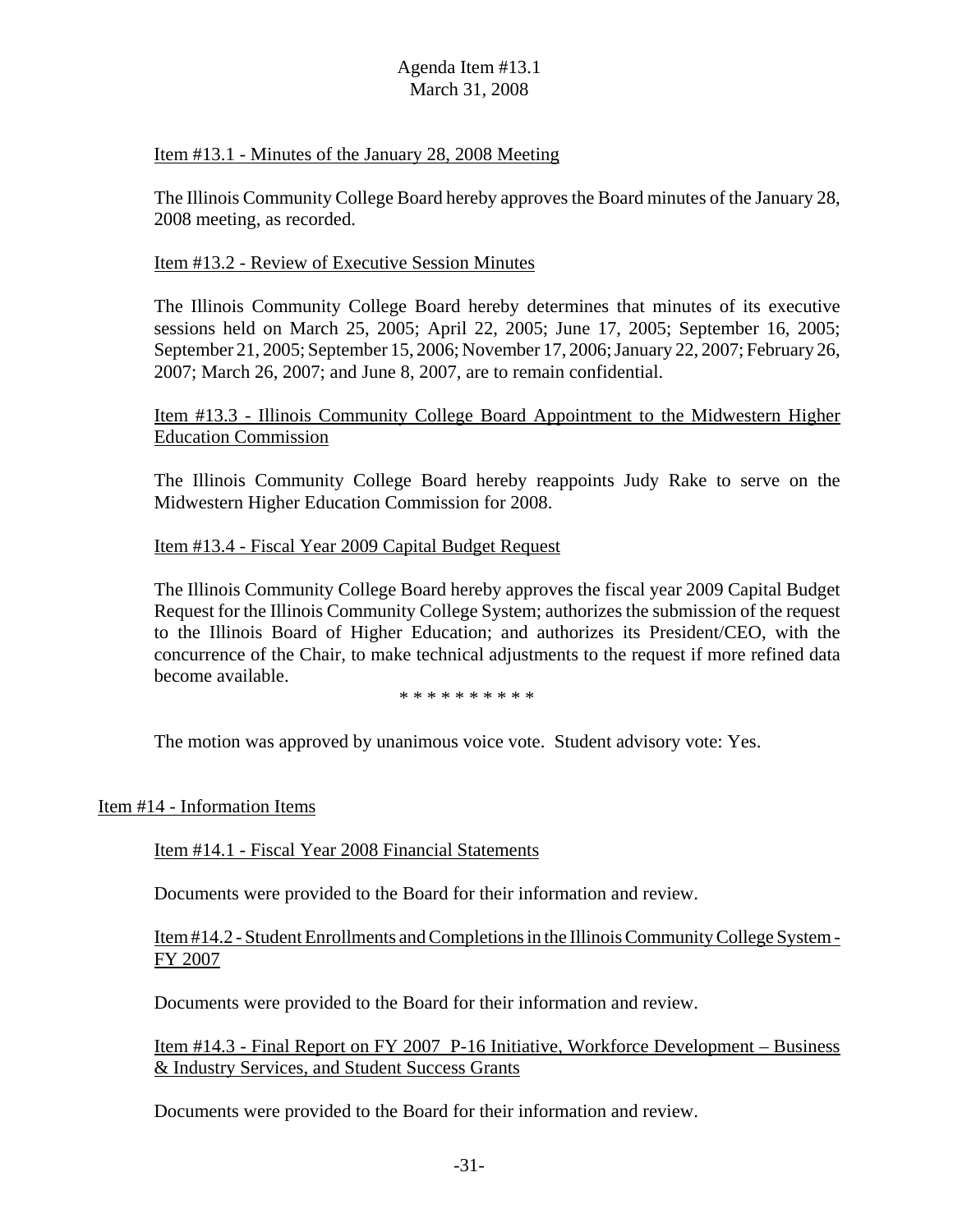Item #13.1 - Minutes of the January 28, 2008 Meeting

The Illinois Community College Board hereby approves the Board minutes of the January 28, 2008 meeting, as recorded.

Item #13.2 - Review of Executive Session Minutes

The Illinois Community College Board hereby determines that minutes of its executive sessions held on March 25, 2005; April 22, 2005; June 17, 2005; September 16, 2005; September 21, 2005; September 15, 2006; November 17, 2006; January 22, 2007; February 26, 2007; March 26, 2007; and June 8, 2007, are to remain confidential.

Item #13.3 - Illinois Community College Board Appointment to the Midwestern Higher Education Commission

The Illinois Community College Board hereby reappoints Judy Rake to serve on the Midwestern Higher Education Commission for 2008.

Item #13.4 - Fiscal Year 2009 Capital Budget Request

The Illinois Community College Board hereby approves the fiscal year 2009 Capital Budget Request for the Illinois Community College System; authorizes the submission of the request to the Illinois Board of Higher Education; and authorizes its President/CEO, with the concurrence of the Chair, to make technical adjustments to the request if more refined data become available.

* * * * * * * * * *

The motion was approved by unanimous voice vote. Student advisory vote: Yes.

## Item #14 - Information Items

Item #14.1 - Fiscal Year 2008 Financial Statements

Documents were provided to the Board for their information and review.

Item #14.2 - Student Enrollments and Completions in the Illinois Community College System - FY 2007

Documents were provided to the Board for their information and review.

Item #14.3 - Final Report on FY 2007 P-16 Initiative, Workforce Development – Business & Industry Services, and Student Success Grants

Documents were provided to the Board for their information and review.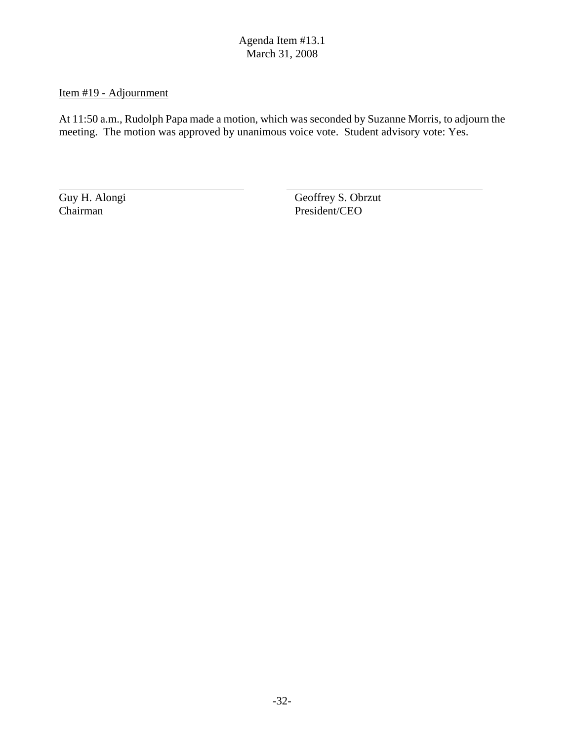Agenda Item #13.1
March 31, 2008

<u>Item #19 - Adjournment</u>

At 11:50 a.m., Rudolph Papa made a motion, which was seconded by Suzanne Morris, to adjourn the meeting. The motion was approved by unanimous voice vote. Student advisory vote: Yes.

| \_\_\_\_\_\_\_\_\_\_\_\_\_\_\_\_\_\_\_\_\_\_\_\_\_\_\_\_\_\_ | \_\_\_\_\_\_\_\_\_\_\_\_\_\_\_\_\_\_\_\_\_\_\_\_\_\_\_\_\_\_ |
|---|---|
| Guy H. Alongi | Geoffrey S. Obrzut |
| Chairman | President/CEO |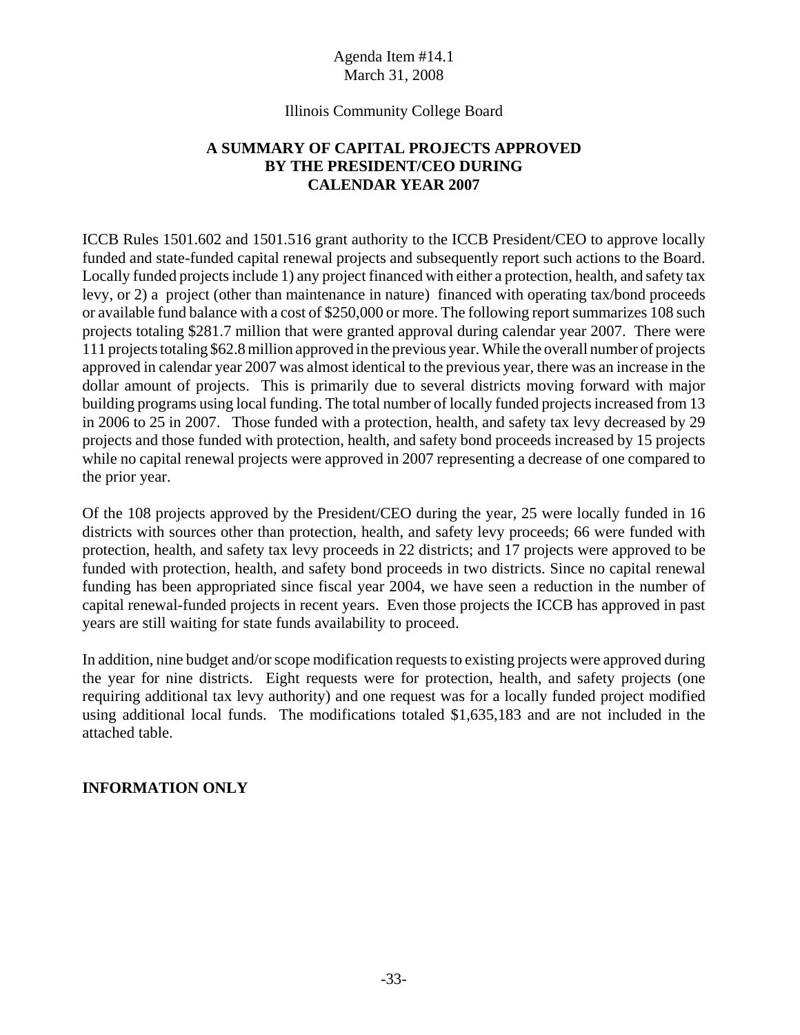Agenda Item #14.1
March 31, 2008

Illinois Community College Board

## A SUMMARY OF CAPITAL PROJECTS APPROVED BY THE PRESIDENT/CEO DURING CALENDAR YEAR 2007

ICCB Rules 1501.602 and 1501.516 grant authority to the ICCB President/CEO to approve locally funded and state-funded capital renewal projects and subsequently report such actions to the Board. Locally funded projects include 1) any project financed with either a protection, health, and safety tax levy, or 2) a project (other than maintenance in nature) financed with operating tax/bond proceeds or available fund balance with a cost of $250,000 or more. The following report summarizes 108 such projects totaling $281.7 million that were granted approval during calendar year 2007. There were 111 projects totaling $62.8 million approved in the previous year. While the overall number of projects approved in calendar year 2007 was almost identical to the previous year, there was an increase in the dollar amount of projects. This is primarily due to several districts moving forward with major building programs using local funding. The total number of locally funded projects increased from 13 in 2006 to 25 in 2007. Those funded with a protection, health, and safety tax levy decreased by 29 projects and those funded with protection, health, and safety bond proceeds increased by 15 projects while no capital renewal projects were approved in 2007 representing a decrease of one compared to the prior year.

Of the 108 projects approved by the President/CEO during the year, 25 were locally funded in 16 districts with sources other than protection, health, and safety levy proceeds; 66 were funded with protection, health, and safety tax levy proceeds in 22 districts; and 17 projects were approved to be funded with protection, health, and safety bond proceeds in two districts. Since no capital renewal funding has been appropriated since fiscal year 2004, we have seen a reduction in the number of capital renewal-funded projects in recent years. Even those projects the ICCB has approved in past years are still waiting for state funds availability to proceed.

In addition, nine budget and/or scope modification requests to existing projects were approved during the year for nine districts. Eight requests were for protection, health, and safety projects (one requiring additional tax levy authority) and one request was for a locally funded project modified using additional local funds. The modifications totaled $1,635,183 and are not included in the attached table.

**INFORMATION ONLY**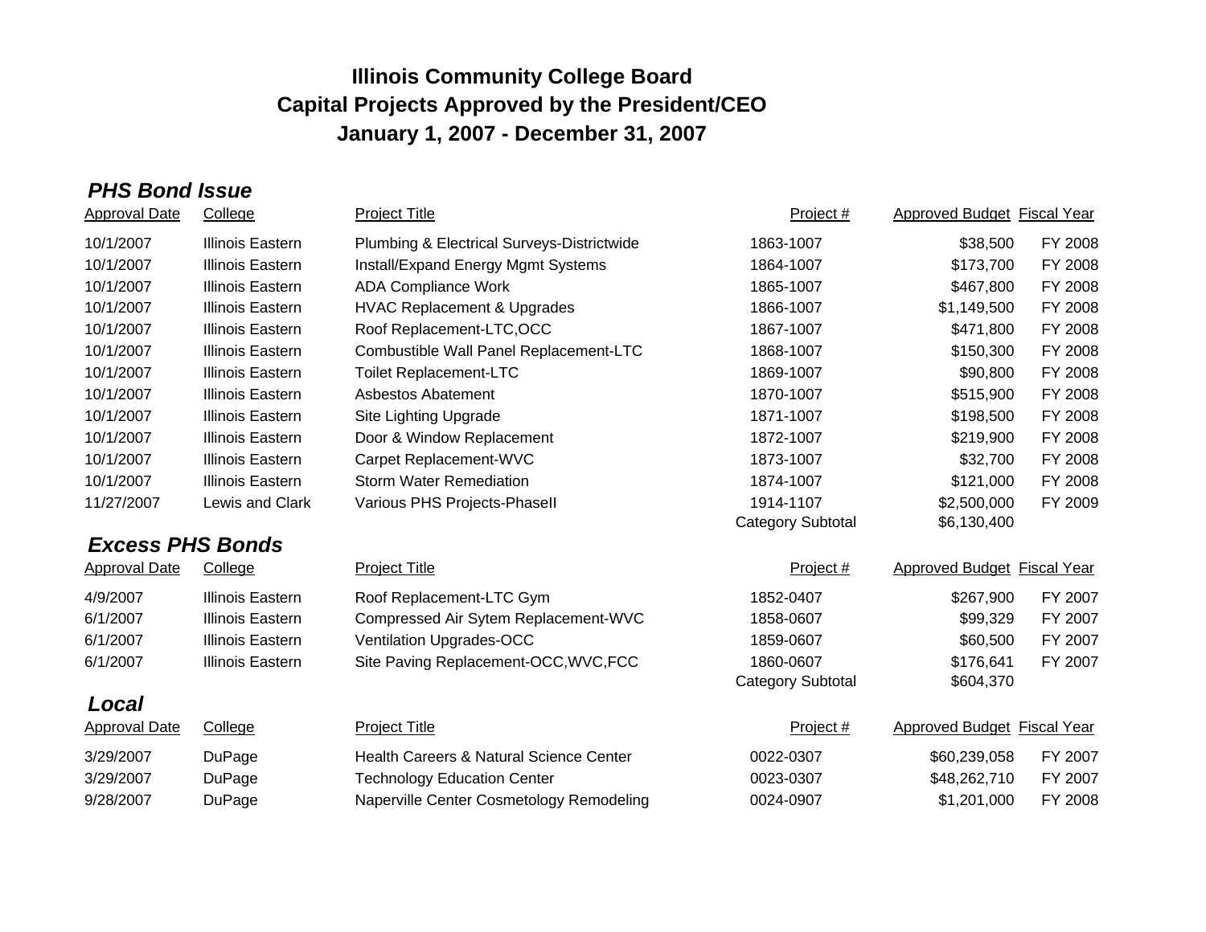# Illinois Community College Board
# Capital Projects Approved by the President/CEO
# January 1, 2007 - December 31, 2007

### *PHS Bond Issue*

| Approval Date | College | Project Title | Project # | Approved Budget | Fiscal Year |
|---|---|---|---|---|---|
| 10/1/2007 | Illinois Eastern | Plumbing & Electrical Surveys-Districtwide | 1863-1007 | $38,500 | FY 2008 |
| 10/1/2007 | Illinois Eastern | Install/Expand Energy Mgmt Systems | 1864-1007 | $173,700 | FY 2008 |
| 10/1/2007 | Illinois Eastern | ADA Compliance Work | 1865-1007 | $467,800 | FY 2008 |
| 10/1/2007 | Illinois Eastern | HVAC Replacement & Upgrades | 1866-1007 | $1,149,500 | FY 2008 |
| 10/1/2007 | Illinois Eastern | Roof Replacement-LTC,OCC | 1867-1007 | $471,800 | FY 2008 |
| 10/1/2007 | Illinois Eastern | Combustible Wall Panel Replacement-LTC | 1868-1007 | $150,300 | FY 2008 |
| 10/1/2007 | Illinois Eastern | Toilet Replacement-LTC | 1869-1007 | $90,800 | FY 2008 |
| 10/1/2007 | Illinois Eastern | Asbestos Abatement | 1870-1007 | $515,900 | FY 2008 |
| 10/1/2007 | Illinois Eastern | Site Lighting Upgrade | 1871-1007 | $198,500 | FY 2008 |
| 10/1/2007 | Illinois Eastern | Door & Window Replacement | 1872-1007 | $219,900 | FY 2008 |
| 10/1/2007 | Illinois Eastern | Carpet Replacement-WVC | 1873-1007 | $32,700 | FY 2008 |
| 10/1/2007 | Illinois Eastern | Storm Water Remediation | 1874-1007 | $121,000 | FY 2008 |
| 11/27/2007 | Lewis and Clark | Various PHS Projects-PhaseII | 1914-1107 | $2,500,000 | FY 2009 |
| | | | Category Subtotal | $6,130,400 | |

### *Excess PHS Bonds*

| Approval Date | College | Project Title | Project # | Approved Budget | Fiscal Year |
|---|---|---|---|---|---|
| 4/9/2007 | Illinois Eastern | Roof Replacement-LTC Gym | 1852-0407 | $267,900 | FY 2007 |
| 6/1/2007 | Illinois Eastern | Compressed Air Sytem Replacement-WVC | 1858-0607 | $99,329 | FY 2007 |
| 6/1/2007 | Illinois Eastern | Ventilation Upgrades-OCC | 1859-0607 | $60,500 | FY 2007 |
| 6/1/2007 | Illinois Eastern | Site Paving Replacement-OCC,WVC,FCC | 1860-0607 | $176,641 | FY 2007 |
| | | | Category Subtotal | $604,370 | |

### *Local*

| Approval Date | College | Project Title | Project # | Approved Budget | Fiscal Year |
|---|---|---|---|---|---|
| 3/29/2007 | DuPage | Health Careers & Natural Science Center | 0022-0307 | $60,239,058 | FY 2007 |
| 3/29/2007 | DuPage | Technology Education Center | 0023-0307 | $48,262,710 | FY 2007 |
| 9/28/2007 | DuPage | Naperville Center Cosmetology Remodeling | 0024-0907 | $1,201,000 | FY 2008 |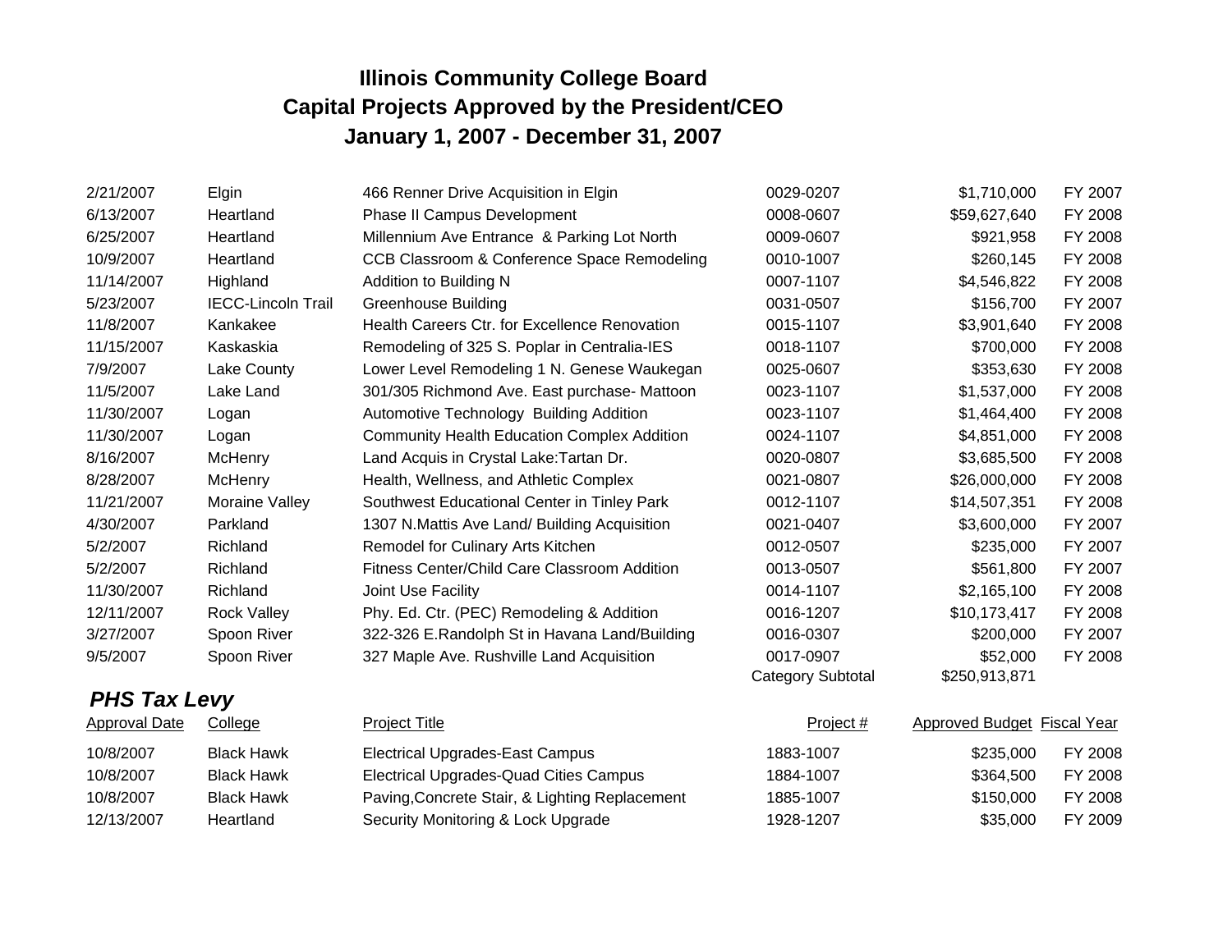# Illinois Community College Board
# Capital Projects Approved by the President/CEO
# January 1, 2007 - December 31, 2007

| | | | | | |
|---|---|---|---|---|---|
| 2/21/2007 | Elgin | 466 Renner Drive Acquisition in Elgin | 0029-0207 | $1,710,000 | FY 2007 |
| 6/13/2007 | Heartland | Phase II Campus Development | 0008-0607 | $59,627,640 | FY 2008 |
| 6/25/2007 | Heartland | Millennium Ave Entrance & Parking Lot North | 0009-0607 | $921,958 | FY 2008 |
| 10/9/2007 | Heartland | CCB Classroom & Conference Space Remodeling | 0010-1007 | $260,145 | FY 2008 |
| 11/14/2007 | Highland | Addition to Building N | 0007-1107 | $4,546,822 | FY 2008 |
| 5/23/2007 | IECC-Lincoln Trail | Greenhouse Building | 0031-0507 | $156,700 | FY 2007 |
| 11/8/2007 | Kankakee | Health Careers Ctr. for Excellence Renovation | 0015-1107 | $3,901,640 | FY 2008 |
| 11/15/2007 | Kaskaskia | Remodeling of 325 S. Poplar in Centralia-IES | 0018-1107 | $700,000 | FY 2008 |
| 7/9/2007 | Lake County | Lower Level Remodeling 1 N. Genese Waukegan | 0025-0607 | $353,630 | FY 2008 |
| 11/5/2007 | Lake Land | 301/305 Richmond Ave. East purchase- Mattoon | 0023-1107 | $1,537,000 | FY 2008 |
| 11/30/2007 | Logan | Automotive Technology Building Addition | 0023-1107 | $1,464,400 | FY 2008 |
| 11/30/2007 | Logan | Community Health Education Complex Addition | 0024-1107 | $4,851,000 | FY 2008 |
| 8/16/2007 | McHenry | Land Acquis in Crystal Lake:Tartan Dr. | 0020-0807 | $3,685,500 | FY 2008 |
| 8/28/2007 | McHenry | Health, Wellness, and Athletic Complex | 0021-0807 | $26,000,000 | FY 2008 |
| 11/21/2007 | Moraine Valley | Southwest Educational Center in Tinley Park | 0012-1107 | $14,507,351 | FY 2008 |
| 4/30/2007 | Parkland | 1307 N.Mattis Ave Land/ Building Acquisition | 0021-0407 | $3,600,000 | FY 2007 |
| 5/2/2007 | Richland | Remodel for Culinary Arts Kitchen | 0012-0507 | $235,000 | FY 2007 |
| 5/2/2007 | Richland | Fitness Center/Child Care Classroom Addition | 0013-0507 | $561,800 | FY 2007 |
| 11/30/2007 | Richland | Joint Use Facility | 0014-1107 | $2,165,100 | FY 2008 |
| 12/11/2007 | Rock Valley | Phy. Ed. Ctr. (PEC) Remodeling & Addition | 0016-1207 | $10,173,417 | FY 2008 |
| 3/27/2007 | Spoon River | 322-326 E.Randolph St in Havana Land/Building | 0016-0307 | $200,000 | FY 2007 |
| 9/5/2007 | Spoon River | 327 Maple Ave. Rushville Land Acquisition | 0017-0907 | $52,000 | FY 2008 |
| | | | Category Subtotal | $250,913,871 | |

## *PHS Tax Levy*

| Approval Date | College | Project Title | Project # | Approved Budget | Fiscal Year |
|---|---|---|---|---|---|
| 10/8/2007 | Black Hawk | Electrical Upgrades-East Campus | 1883-1007 | $235,000 | FY 2008 |
| 10/8/2007 | Black Hawk | Electrical Upgrades-Quad Cities Campus | 1884-1007 | $364,500 | FY 2008 |
| 10/8/2007 | Black Hawk | Paving,Concrete Stair, & Lighting Replacement | 1885-1007 | $150,000 | FY 2008 |
| 12/13/2007 | Heartland | Security Monitoring & Lock Upgrade | 1928-1207 | $35,000 | FY 2009 |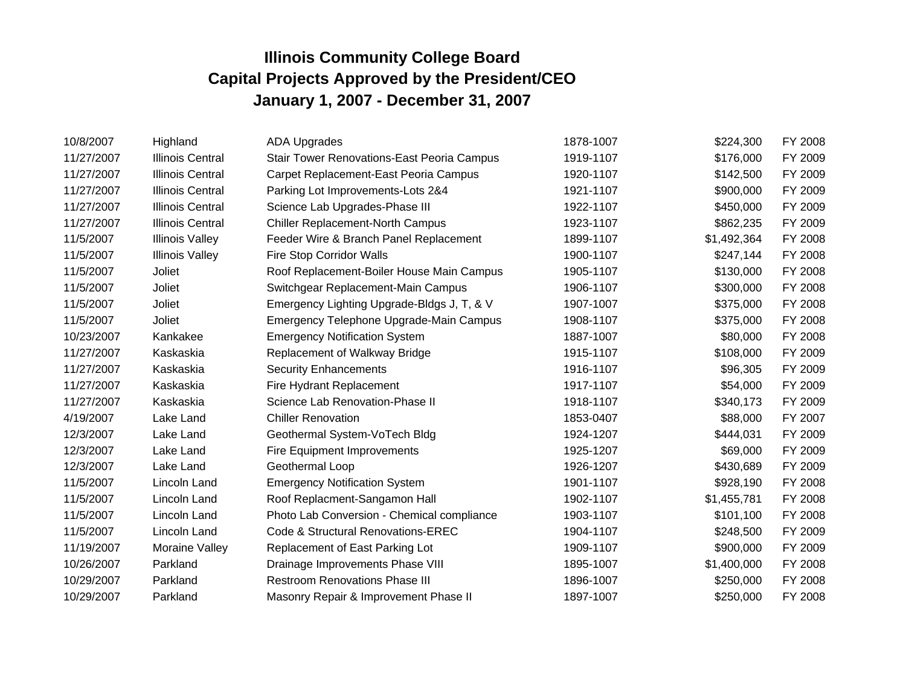# Illinois Community College Board
## Capital Projects Approved by the President/CEO
## January 1, 2007 - December 31, 2007

| | | | | | |
|---|---|---|---|---|---|
| 10/8/2007 | Highland | ADA Upgrades | 1878-1007 | $224,300 | FY 2008 |
| 11/27/2007 | Illinois Central | Stair Tower Renovations-East Peoria Campus | 1919-1107 | $176,000 | FY 2009 |
| 11/27/2007 | Illinois Central | Carpet Replacement-East Peoria Campus | 1920-1107 | $142,500 | FY 2009 |
| 11/27/2007 | Illinois Central | Parking Lot Improvements-Lots 2&4 | 1921-1107 | $900,000 | FY 2009 |
| 11/27/2007 | Illinois Central | Science Lab Upgrades-Phase III | 1922-1107 | $450,000 | FY 2009 |
| 11/27/2007 | Illinois Central | Chiller Replacement-North Campus | 1923-1107 | $862,235 | FY 2009 |
| 11/5/2007 | Illinois Valley | Feeder Wire & Branch Panel Replacement | 1899-1107 | $1,492,364 | FY 2008 |
| 11/5/2007 | Illinois Valley | Fire Stop Corridor Walls | 1900-1107 | $247,144 | FY 2008 |
| 11/5/2007 | Joliet | Roof Replacement-Boiler House Main Campus | 1905-1107 | $130,000 | FY 2008 |
| 11/5/2007 | Joliet | Switchgear Replacement-Main Campus | 1906-1107 | $300,000 | FY 2008 |
| 11/5/2007 | Joliet | Emergency Lighting Upgrade-Bldgs J, T, & V | 1907-1007 | $375,000 | FY 2008 |
| 11/5/2007 | Joliet | Emergency Telephone Upgrade-Main Campus | 1908-1107 | $375,000 | FY 2008 |
| 10/23/2007 | Kankakee | Emergency Notification System | 1887-1007 | $80,000 | FY 2008 |
| 11/27/2007 | Kaskaskia | Replacement of Walkway Bridge | 1915-1107 | $108,000 | FY 2009 |
| 11/27/2007 | Kaskaskia | Security Enhancements | 1916-1107 | $96,305 | FY 2009 |
| 11/27/2007 | Kaskaskia | Fire Hydrant Replacement | 1917-1107 | $54,000 | FY 2009 |
| 11/27/2007 | Kaskaskia | Science Lab Renovation-Phase II | 1918-1107 | $340,173 | FY 2009 |
| 4/19/2007 | Lake Land | Chiller Renovation | 1853-0407 | $88,000 | FY 2007 |
| 12/3/2007 | Lake Land | Geothermal System-VoTech Bldg | 1924-1207 | $444,031 | FY 2009 |
| 12/3/2007 | Lake Land | Fire Equipment Improvements | 1925-1207 | $69,000 | FY 2009 |
| 12/3/2007 | Lake Land | Geothermal Loop | 1926-1207 | $430,689 | FY 2009 |
| 11/5/2007 | Lincoln Land | Emergency Notification System | 1901-1107 | $928,190 | FY 2008 |
| 11/5/2007 | Lincoln Land | Roof Replacment-Sangamon Hall | 1902-1107 | $1,455,781 | FY 2008 |
| 11/5/2007 | Lincoln Land | Photo Lab Conversion - Chemical compliance | 1903-1107 | $101,100 | FY 2008 |
| 11/5/2007 | Lincoln Land | Code & Structural Renovations-EREC | 1904-1107 | $248,500 | FY 2009 |
| 11/19/2007 | Moraine Valley | Replacement of East Parking Lot | 1909-1107 | $900,000 | FY 2009 |
| 10/26/2007 | Parkland | Drainage Improvements Phase VIII | 1895-1007 | $1,400,000 | FY 2008 |
| 10/29/2007 | Parkland | Restroom Renovations Phase III | 1896-1007 | $250,000 | FY 2008 |
| 10/29/2007 | Parkland | Masonry Repair & Improvement Phase II | 1897-1007 | $250,000 | FY 2008 |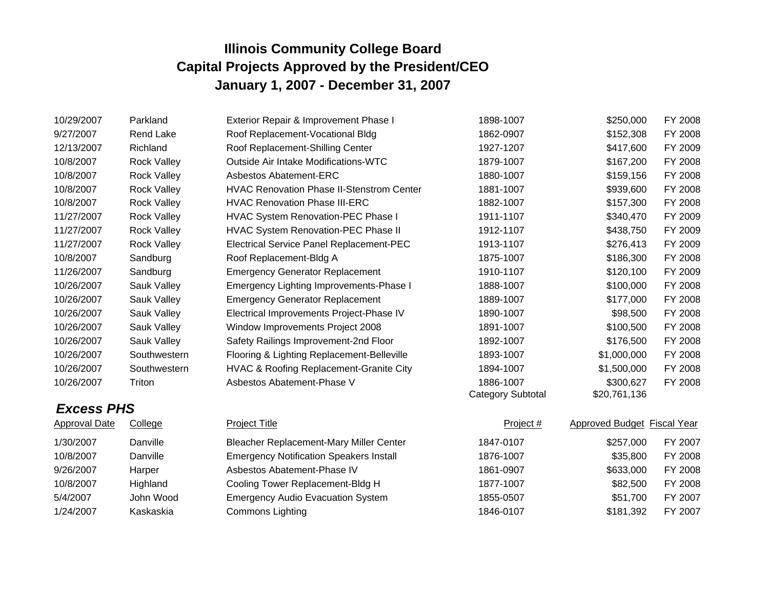# Illinois Community College Board
# Capital Projects Approved by the President/CEO
# January 1, 2007 - December 31, 2007

| Approval Date | College | Project Title | Project # | Approved Budget | Fiscal Year |
|---|---|---|---|---|---|
| 10/29/2007 | Parkland | Exterior Repair & Improvement Phase I | 1898-1007 | $250,000 | FY 2008 |
| 9/27/2007 | Rend Lake | Roof Replacement-Vocational Bldg | 1862-0907 | $152,308 | FY 2008 |
| 12/13/2007 | Richland | Roof Replacement-Shilling Center | 1927-1207 | $417,600 | FY 2009 |
| 10/8/2007 | Rock Valley | Outside Air Intake Modifications-WTC | 1879-1007 | $167,200 | FY 2008 |
| 10/8/2007 | Rock Valley | Asbestos Abatement-ERC | 1880-1007 | $159,156 | FY 2008 |
| 10/8/2007 | Rock Valley | HVAC Renovation Phase II-Stenstrom Center | 1881-1007 | $939,600 | FY 2008 |
| 10/8/2007 | Rock Valley | HVAC Renovation Phase III-ERC | 1882-1007 | $157,300 | FY 2008 |
| 11/27/2007 | Rock Valley | HVAC System Renovation-PEC Phase I | 1911-1107 | $340,470 | FY 2009 |
| 11/27/2007 | Rock Valley | HVAC System Renovation-PEC Phase II | 1912-1107 | $438,750 | FY 2009 |
| 11/27/2007 | Rock Valley | Electrical Service Panel Replacement-PEC | 1913-1107 | $276,413 | FY 2009 |
| 10/8/2007 | Sandburg | Roof Replacement-Bldg A | 1875-1007 | $186,300 | FY 2008 |
| 11/26/2007 | Sandburg | Emergency Generator Replacement | 1910-1107 | $120,100 | FY 2009 |
| 10/26/2007 | Sauk Valley | Emergency Lighting Improvements-Phase I | 1888-1007 | $100,000 | FY 2008 |
| 10/26/2007 | Sauk Valley | Emergency Generator Replacement | 1889-1007 | $177,000 | FY 2008 |
| 10/26/2007 | Sauk Valley | Electrical Improvements Project-Phase IV | 1890-1007 | $98,500 | FY 2008 |
| 10/26/2007 | Sauk Valley | Window Improvements Project 2008 | 1891-1007 | $100,500 | FY 2008 |
| 10/26/2007 | Sauk Valley | Safety Railings Improvement-2nd Floor | 1892-1007 | $176,500 | FY 2008 |
| 10/26/2007 | Southwestern | Flooring & Lighting Replacement-Belleville | 1893-1007 | $1,000,000 | FY 2008 |
| 10/26/2007 | Southwestern | HVAC & Roofing Replacement-Granite City | 1894-1007 | $1,500,000 | FY 2008 |
| 10/26/2007 | Triton | Asbestos Abatement-Phase V | 1886-1007 | $300,627 | FY 2008 |
| | | | Category Subtotal | $20,761,136 | |

## *Excess PHS*

| Approval Date | College | Project Title | Project # | Approved Budget | Fiscal Year |
|---|---|---|---|---|---|
| 1/30/2007 | Danville | Bleacher Replacement-Mary Miller Center | 1847-0107 | $257,000 | FY 2007 |
| 10/8/2007 | Danville | Emergency Notification Speakers Install | 1876-1007 | $35,800 | FY 2008 |
| 9/26/2007 | Harper | Asbestos Abatement-Phase IV | 1861-0907 | $633,000 | FY 2008 |
| 10/8/2007 | Highland | Cooling Tower Replacement-Bldg H | 1877-1007 | $82,500 | FY 2008 |
| 5/4/2007 | John Wood | Emergency Audio Evacuation System | 1855-0507 | $51,700 | FY 2007 |
| 1/24/2007 | Kaskaskia | Commons Lighting | 1846-0107 | $181,392 | FY 2007 |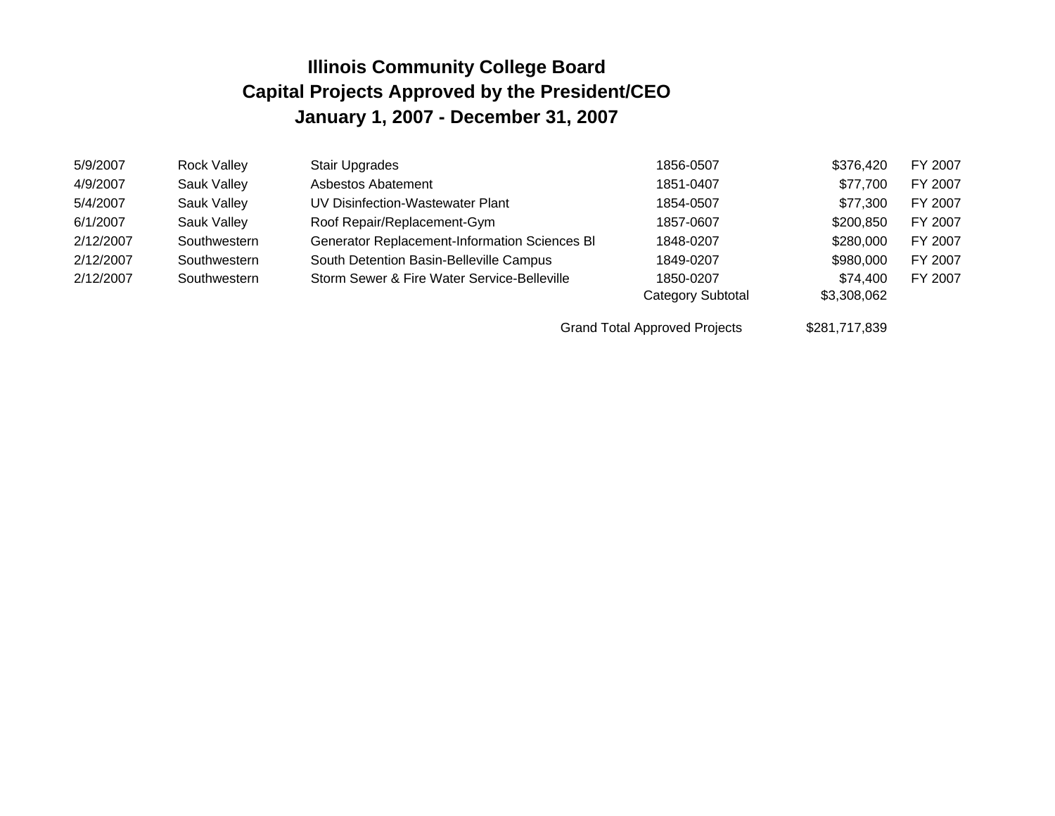# Illinois Community College Board
# Capital Projects Approved by the President/CEO
# January 1, 2007 - December 31, 2007

| | | | | | |
|---|---|---|---|---|---|
| 5/9/2007 | Rock Valley | Stair Upgrades | 1856-0507 | $376,420 | FY 2007 |
| 4/9/2007 | Sauk Valley | Asbestos Abatement | 1851-0407 | $77,700 | FY 2007 |
| 5/4/2007 | Sauk Valley | UV Disinfection-Wastewater Plant | 1854-0507 | $77,300 | FY 2007 |
| 6/1/2007 | Sauk Valley | Roof Repair/Replacement-Gym | 1857-0607 | $200,850 | FY 2007 |
| 2/12/2007 | Southwestern | Generator Replacement-Information Sciences Bl | 1848-0207 | $280,000 | FY 2007 |
| 2/12/2007 | Southwestern | South Detention Basin-Belleville Campus | 1849-0207 | $980,000 | FY 2007 |
| 2/12/2007 | Southwestern | Storm Sewer & Fire Water Service-Belleville | 1850-0207 | $74,400 | FY 2007 |
| | | | Category Subtotal | $3,308,062 | |
| | | | Grand Total Approved Projects | $281,717,839 | |